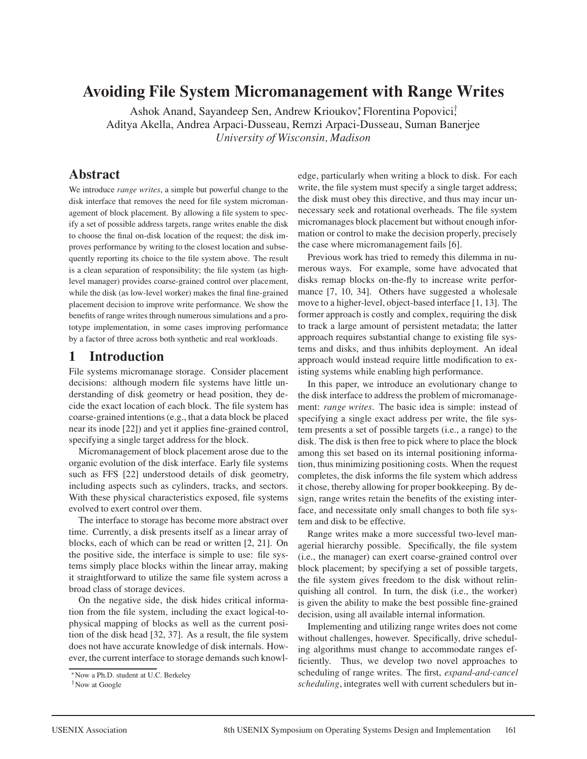# Avoiding File System Micromanagement with Range Writes

Ashok Anand, Sayandeep Sen, Andrew Krioukov[*], Florentina Popovici[†], Aditya Akella, Andrea Arpaci-Dusseau, Remzi Arpaci-Dusseau, Suman Banerjee

*University of Wisconsin, Madison*

## Abstract

We introduce *range writes*, a simple but powerful change to the disk interface that removes the need for file system micromanagement of block placement. By allowing a file system to specify a set of possible address targets, range writes enable the disk to choose the final on-disk location of the request; the disk improves performance by writing to the closest location and subsequently reporting its choice to the file system above. The result is a clean separation of responsibility; the file system (as high-level manager) provides coarse-grained control over placement, while the disk (as low-level worker) makes the final fine-grained placement decision to improve write performance. We show the benefits of range writes through numerous simulations and a prototype implementation, in some cases improving performance by a factor of three across both synthetic and real workloads.

## 1 Introduction

File systems micromanage storage. Consider placement decisions: although modern file systems have little understanding of disk geometry or head position, they decide the exact location of each block. The file system has coarse-grained intentions (e.g., that a data block be placed near its inode [22]) and yet it applies fine-grained control, specifying a single target address for the block.

Micromanagement of block placement arose due to the organic evolution of the disk interface. Early file systems such as FFS [22] understood details of disk geometry, including aspects such as cylinders, tracks, and sectors. With these physical characteristics exposed, file systems evolved to exert control over them.

The interface to storage has become more abstract over time. Currently, a disk presents itself as a linear array of blocks, each of which can be read or written [2, 21]. On the positive side, the interface is simple to use: file systems simply place blocks within the linear array, making it straightforward to utilize the same file system across a broad class of storage devices.

On the negative side, the disk hides critical information from the file system, including the exact logical-to-physical mapping of blocks as well as the current position of the disk head [32, 37]. As a result, the file system does not have accurate knowledge of disk internals. However, the current interface to storage demands such knowledge, particularly when writing a block to disk. For each write, the file system must specify a single target address; the disk must obey this directive, and thus may incur unnecessary seek and rotational overheads. The file system micromanages block placement but without enough information or control to make the decision properly, precisely the case where micromanagement fails [6].

Previous work has tried to remedy this dilemma in numerous ways. For example, some have advocated that disks remap blocks on-the-fly to increase write performance [7, 10, 34]. Others have suggested a wholesale move to a higher-level, object-based interface [1, 13]. The former approach is costly and complex, requiring the disk to track a large amount of persistent metadata; the latter approach requires substantial change to existing file systems and disks, and thus inhibits deployment. An ideal approach would instead require little modification to existing systems while enabling high performance.

In this paper, we introduce an evolutionary change to the disk interface to address the problem of micromanagement: *range writes*. The basic idea is simple: instead of specifying a single exact address per write, the file system presents a set of possible targets (i.e., a range) to the disk. The disk is then free to pick where to place the block among this set based on its internal positioning information, thus minimizing positioning costs. When the request completes, the disk informs the file system which address it chose, thereby allowing for proper bookkeeping. By design, range writes retain the benefits of the existing interface, and necessitate only small changes to both file system and disk to be effective.

Range writes make a more successful two-level managerial hierarchy possible. Specifically, the file system (i.e., the manager) can exert coarse-grained control over block placement; by specifying a set of possible targets, the file system gives freedom to the disk without relinquishing all control. In turn, the disk (i.e., the worker) is given the ability to make the best possible fine-grained decision, using all available internal information.

Implementing and utilizing range writes does not come without challenges, however. Specifically, drive scheduling algorithms must change to accommodate ranges efficiently. Thus, we develop two novel approaches to scheduling of range writes. The first, *expand-and-cancel scheduling*, integrates well with current schedulers but in-

[*] Now a Ph.D. student at U.C. Berkeley

[†] Now at Google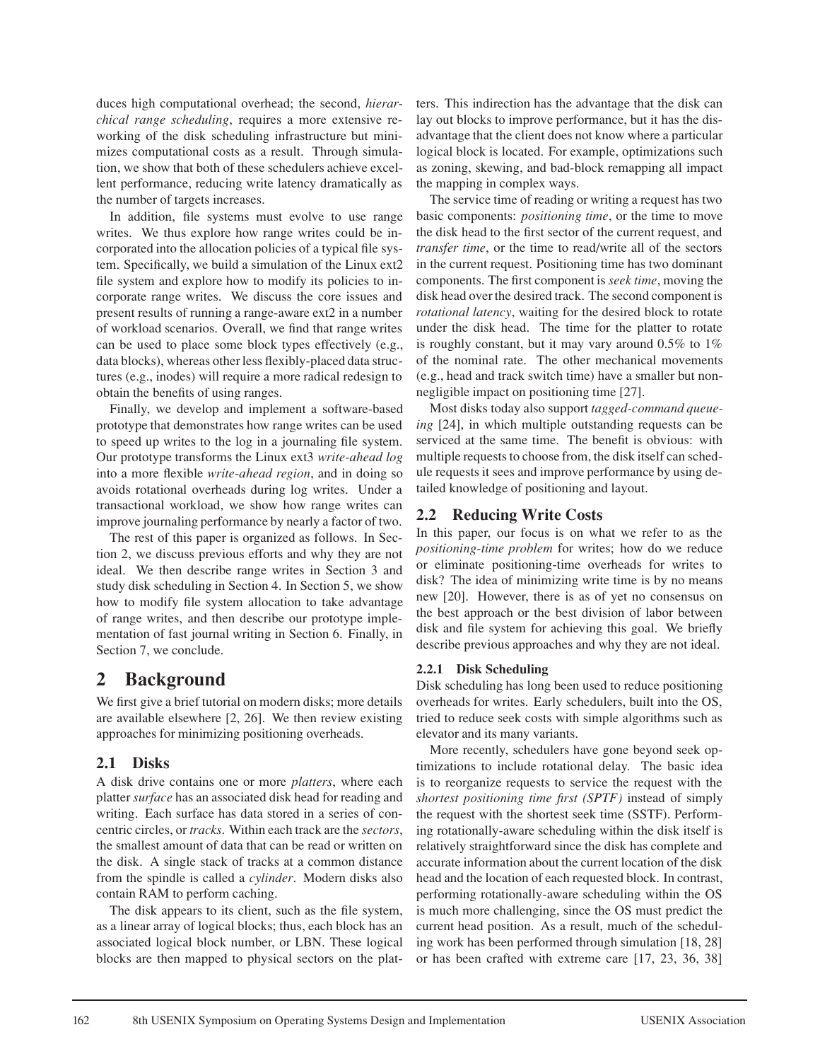duces high computational overhead; the second, *hierarchical range scheduling*, requires a more extensive reworking of the disk scheduling infrastructure but minimizes computational costs as a result. Through simulation, we show that both of these schedulers achieve excellent performance, reducing write latency dramatically as the number of targets increases.

In addition, file systems must evolve to use range writes. We thus explore how range writes could be incorporated into the allocation policies of a typical file system. Specifically, we build a simulation of the Linux ext2 file system and explore how to modify its policies to incorporate range writes. We discuss the core issues and present results of running a range-aware ext2 in a number of workload scenarios. Overall, we find that range writes can be used to place some block types effectively (e.g., data blocks), whereas other less flexibly-placed data structures (e.g., inodes) will require a more radical redesign to obtain the benefits of using ranges.

Finally, we develop and implement a software-based prototype that demonstrates how range writes can be used to speed up writes to the log in a journaling file system. Our prototype transforms the Linux ext3 *write-ahead log* into a more flexible *write-ahead region*, and in doing so avoids rotational overheads during log writes. Under a transactional workload, we show how range writes can improve journaling performance by nearly a factor of two.

The rest of this paper is organized as follows. In Section 2, we discuss previous efforts and why they are not ideal. We then describe range writes in Section 3 and study disk scheduling in Section 4. In Section 5, we show how to modify file system allocation to take advantage of range writes, and then describe our prototype implementation of fast journal writing in Section 6. Finally, in Section 7, we conclude.

# 2 Background

We first give a brief tutorial on modern disks; more details are available elsewhere [2, 26]. We then review existing approaches for minimizing positioning overheads.

## 2.1 Disks

A disk drive contains one or more *platters*, where each platter *surface* has an associated disk head for reading and writing. Each surface has data stored in a series of concentric circles, or *tracks*. Within each track are the *sectors*, the smallest amount of data that can be read or written on the disk. A single stack of tracks at a common distance from the spindle is called a *cylinder*. Modern disks also contain RAM to perform caching.

The disk appears to its client, such as the file system, as a linear array of logical blocks; thus, each block has an associated logical block number, or LBN. These logical blocks are then mapped to physical sectors on the platters. This indirection has the advantage that the disk can lay out blocks to improve performance, but it has the disadvantage that the client does not know where a particular logical block is located. For example, optimizations such as zoning, skewing, and bad-block remapping all impact the mapping in complex ways.

The service time of reading or writing a request has two basic components: *positioning time*, or the time to move the disk head to the first sector of the current request, and *transfer time*, or the time to read/write all of the sectors in the current request. Positioning time has two dominant components. The first component is *seek time*, moving the disk head over the desired track. The second component is *rotational latency*, waiting for the desired block to rotate under the disk head. The time for the platter to rotate is roughly constant, but it may vary around 0.5% to 1% of the nominal rate. The other mechanical movements (e.g., head and track switch time) have a smaller but non-negligible impact on positioning time [27].

Most disks today also support *tagged-command queueing* [24], in which multiple outstanding requests can be serviced at the same time. The benefit is obvious: with multiple requests to choose from, the disk itself can schedule requests it sees and improve performance by using detailed knowledge of positioning and layout.

## 2.2 Reducing Write Costs

In this paper, our focus is on what we refer to as the *positioning-time problem* for writes; how do we reduce or eliminate positioning-time overheads for writes to disk? The idea of minimizing write time is by no means new [20]. However, there is as of yet no consensus on the best approach or the best division of labor between disk and file system for achieving this goal. We briefly describe previous approaches and why they are not ideal.

### 2.2.1 Disk Scheduling

Disk scheduling has long been used to reduce positioning overheads for writes. Early schedulers, built into the OS, tried to reduce seek costs with simple algorithms such as elevator and its many variants.

More recently, schedulers have gone beyond seek optimizations to include rotational delay. The basic idea is to reorganize requests to service the request with the *shortest positioning time first (SPTF)* instead of simply the request with the shortest seek time (SSTF). Performing rotationally-aware scheduling within the disk itself is relatively straightforward since the disk has complete and accurate information about the current location of the disk head and the location of each requested block. In contrast, performing rotationally-aware scheduling within the OS is much more challenging, since the OS must predict the current head position. As a result, much of the scheduling work has been performed through simulation [18, 28] or has been crafted with extreme care [17, 23, 36, 38]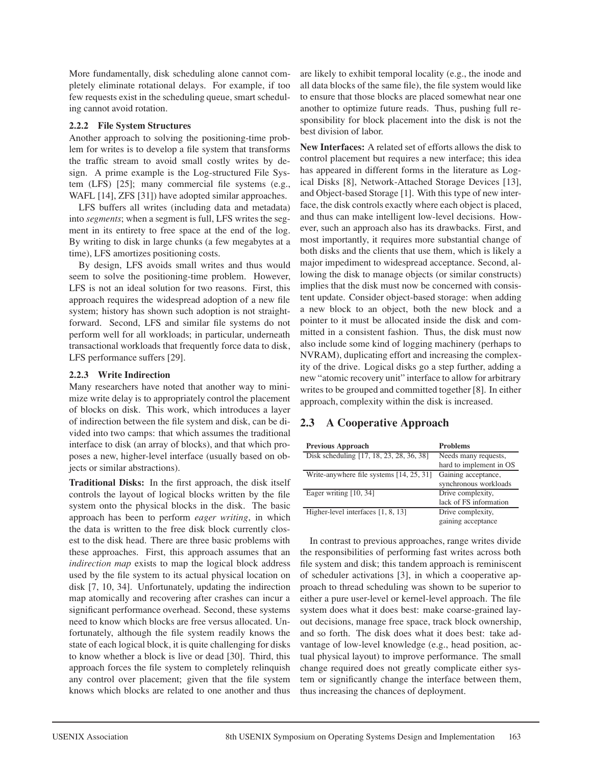More fundamentally, disk scheduling alone cannot completely eliminate rotational delays. For example, if too few requests exist in the scheduling queue, smart scheduling cannot avoid rotation.

#### 2.2.2 File System Structures

Another approach to solving the positioning-time problem for writes is to develop a file system that transforms the traffic stream to avoid small costly writes by design. A prime example is the Log-structured File System (LFS) [25]; many commercial file systems (e.g., WAFL [14], ZFS [31]) have adopted similar approaches.

LFS buffers all writes (including data and metadata) into *segments*; when a segment is full, LFS writes the segment in its entirety to free space at the end of the log. By writing to disk in large chunks (a few megabytes at a time), LFS amortizes positioning costs.

By design, LFS avoids small writes and thus would seem to solve the positioning-time problem. However, LFS is not an ideal solution for two reasons. First, this approach requires the widespread adoption of a new file system; history has shown such adoption is not straightforward. Second, LFS and similar file systems do not perform well for all workloads; in particular, underneath transactional workloads that frequently force data to disk, LFS performance suffers [29].

#### 2.2.3 Write Indirection

Many researchers have noted that another way to minimize write delay is to appropriately control the placement of blocks on disk. This work, which introduces a layer of indirection between the file system and disk, can be divided into two camps: that which assumes the traditional interface to disk (an array of blocks), and that which proposes a new, higher-level interface (usually based on objects or similar abstractions).

**Traditional Disks:** In the first approach, the disk itself controls the layout of logical blocks written by the file system onto the physical blocks in the disk. The basic approach has been to perform *eager writing*, in which the data is written to the free disk block currently closest to the disk head. There are three basic problems with these approaches. First, this approach assumes that an *indirection map* exists to map the logical block address used by the file system to its actual physical location on disk [7, 10, 34]. Unfortunately, updating the indirection map atomically and recovering after crashes can incur a significant performance overhead. Second, these systems need to know which blocks are free versus allocated. Unfortunately, although the file system readily knows the state of each logical block, it is quite challenging for disks to know whether a block is live or dead [30]. Third, this approach forces the file system to completely relinquish any control over placement; given that the file system knows which blocks are related to one another and thus are likely to exhibit temporal locality (e.g., the inode and all data blocks of the same file), the file system would like to ensure that those blocks are placed somewhat near one another to optimize future reads. Thus, pushing full responsibility for block placement into the disk is not the best division of labor.

**New Interfaces:** A related set of efforts allows the disk to control placement but requires a new interface; this idea has appeared in different forms in the literature as Logical Disks [8], Network-Attached Storage Devices [13], and Object-based Storage [1]. With this type of new interface, the disk controls exactly where each object is placed, and thus can make intelligent low-level decisions. However, such an approach also has its drawbacks. First, and most importantly, it requires more substantial change of both disks and the clients that use them, which is likely a major impediment to widespread acceptance. Second, allowing the disk to manage objects (or similar constructs) implies that the disk must now be concerned with consistent update. Consider object-based storage: when adding a new block to an object, both the new block and a pointer to it must be allocated inside the disk and committed in a consistent fashion. Thus, the disk must now also include some kind of logging machinery (perhaps to NVRAM), duplicating effort and increasing the complexity of the drive. Logical disks go a step further, adding a new "atomic recovery unit" interface to allow for arbitrary writes to be grouped and committed together [8]. In either approach, complexity within the disk is increased.

## 2.3 A Cooperative Approach

| Previous Approach | Problems |
|---|---|
| Disk scheduling [17, 18, 23, 28, 36, 38] | Needs many requests, hard to implement in OS |
| Write-anywhere file systems [14, 25, 31] | Gaining acceptance, synchronous workloads |
| Eager writing [10, 34] | Drive complexity, lack of FS information |
| Higher-level interfaces [1, 8, 13] | Drive complexity, gaining acceptance |

In contrast to previous approaches, range writes divide the responsibilities of performing fast writes across both file system and disk; this tandem approach is reminiscent of scheduler activations [3], in which a cooperative approach to thread scheduling was shown to be superior to either a pure user-level or kernel-level approach. The file system does what it does best: make coarse-grained layout decisions, manage free space, track block ownership, and so forth. The disk does what it does best: take advantage of low-level knowledge (e.g., head position, actual physical layout) to improve performance. The small change required does not greatly complicate either system or significantly change the interface between them, thus increasing the chances of deployment.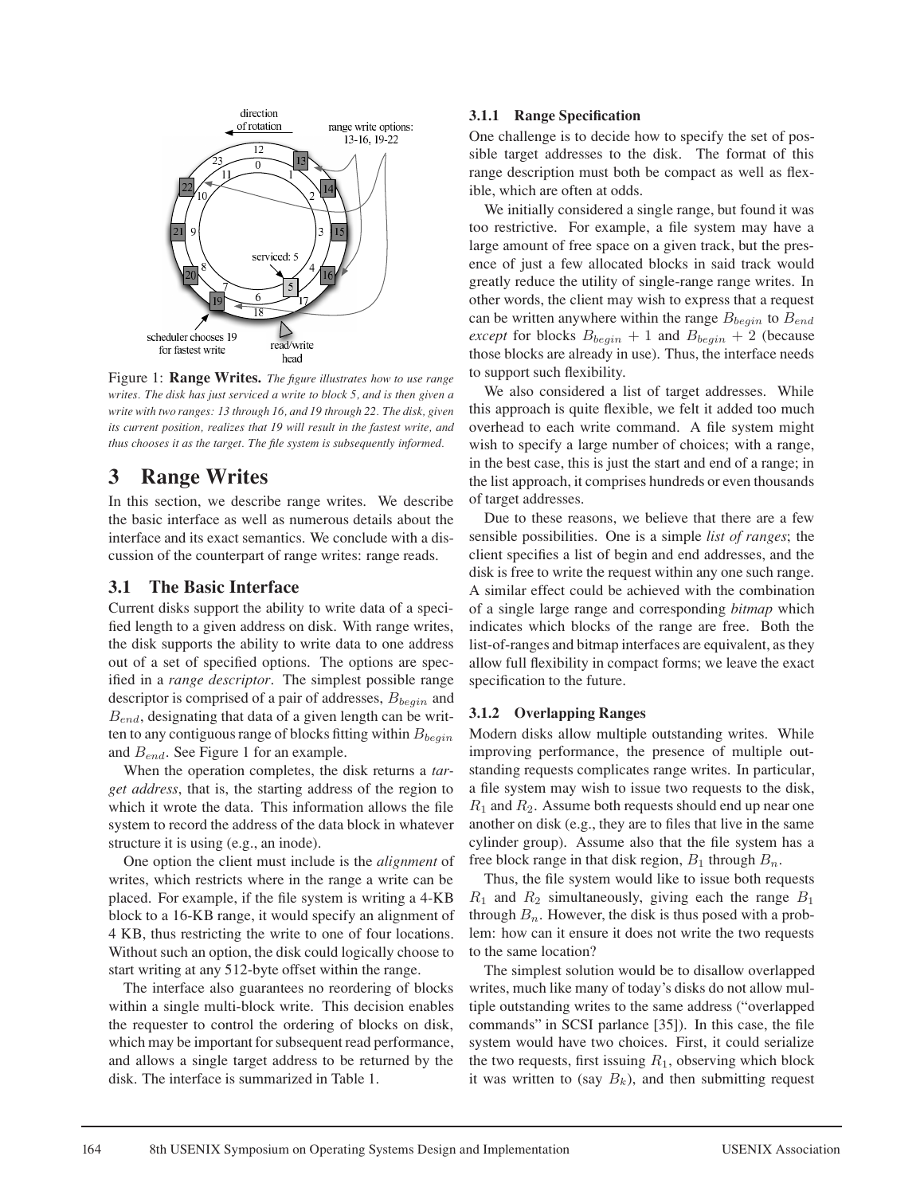Figure 1: **Range Writes.** *The figure illustrates how to use range writes. The disk has just serviced a write to block 5, and is then given a write with two ranges: 13 through 16, and 19 through 22. The disk, given its current position, realizes that 19 will result in the fastest write, and thus chooses it as the target. The file system is subsequently informed.*

# 3 Range Writes

In this section, we describe range writes. We describe the basic interface as well as numerous details about the interface and its exact semantics. We conclude with a discussion of the counterpart of range writes: range reads.

## 3.1 The Basic Interface

Current disks support the ability to write data of a specified length to a given address on disk. With range writes, the disk supports the ability to write data to one address out of a set of specified options. The options are specified in a *range descriptor*. The simplest possible range descriptor is comprised of a pair of addresses, $B_{begin}$ and $B_{end}$, designating that data of a given length can be written to any contiguous range of blocks fitting within $B_{begin}$ and $B_{end}$. See Figure 1 for an example.

When the operation completes, the disk returns a *target address*, that is, the starting address of the region to which it wrote the data. This information allows the file system to record the address of the data block in whatever structure it is using (e.g., an inode).

One option the client must include is the *alignment* of writes, which restricts where in the range a write can be placed. For example, if the file system is writing a 4-KB block to a 16-KB range, it would specify an alignment of 4 KB, thus restricting the write to one of four locations. Without such an option, the disk could logically choose to start writing at any 512-byte offset within the range.

The interface also guarantees no reordering of blocks within a single multi-block write. This decision enables the requester to control the ordering of blocks on disk, which may be important for subsequent read performance, and allows a single target address to be returned by the disk. The interface is summarized in Table 1.

### 3.1.1 Range Specification

One challenge is to decide how to specify the set of possible target addresses to the disk. The format of this range description must both be compact as well as flexible, which are often at odds.

We initially considered a single range, but found it was too restrictive. For example, a file system may have a large amount of free space on a given track, but the presence of just a few allocated blocks in said track would greatly reduce the utility of single-range range writes. In other words, the client may wish to express that a request can be written anywhere within the range $B_{begin}$ to $B_{end}$ *except* for blocks $B_{begin} + 1$ and $B_{begin} + 2$ (because those blocks are already in use). Thus, the interface needs to support such flexibility.

We also considered a list of target addresses. While this approach is quite flexible, we felt it added too much overhead to each write command. A file system might wish to specify a large number of choices; with a range, in the best case, this is just the start and end of a range; in the list approach, it comprises hundreds or even thousands of target addresses.

Due to these reasons, we believe that there are a few sensible possibilities. One is a simple *list of ranges*; the client specifies a list of begin and end addresses, and the disk is free to write the request within any one such range. A similar effect could be achieved with the combination of a single large range and corresponding *bitmap* which indicates which blocks of the range are free. Both the list-of-ranges and bitmap interfaces are equivalent, as they allow full flexibility in compact forms; we leave the exact specification to the future.

### 3.1.2 Overlapping Ranges

Modern disks allow multiple outstanding writes. While improving performance, the presence of multiple outstanding requests complicates range writes. In particular, a file system may wish to issue two requests to the disk, $R_1$ and $R_2$. Assume both requests should end up near one another on disk (e.g., they are to files that live in the same cylinder group). Assume also that the file system has a free block range in that disk region, $B_1$ through $B_n$.

Thus, the file system would like to issue both requests $R_1$ and $R_2$ simultaneously, giving each the range $B_1$ through $B_n$. However, the disk is thus posed with a problem: how can it ensure it does not write the two requests to the same location?

The simplest solution would be to disallow overlapped writes, much like many of today's disks do not allow multiple outstanding writes to the same address ("overlapped commands" in SCSI parlance [35]). In this case, the file system would have two choices. First, it could serialize the two requests, first issuing $R_1$, observing which block it was written to (say $B_k$), and then submitting request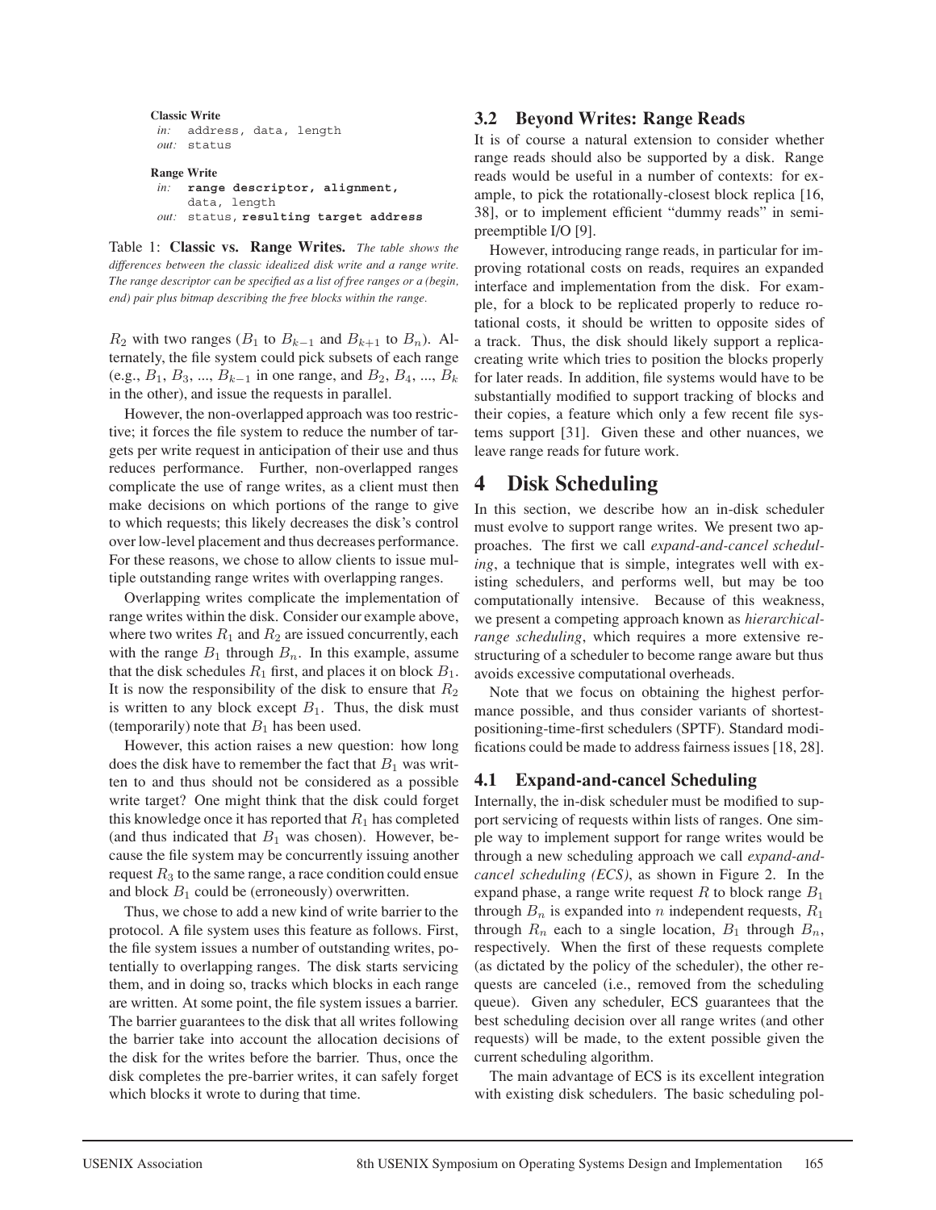**Classic Write**
*in:* `address, data, length`
*out:* `status`

**Range Write**
*in:* **`range descriptor, alignment,`** `data, length`
*out:* `status,` **`resulting target address`**

Table 1: **Classic vs. Range Writes.** *The table shows the differences between the classic idealized disk write and a range write. The range descriptor can be specified as a list of free ranges or a (begin, end) pair plus bitmap describing the free blocks within the range.*

$R_2$ with two ranges ($B_1$ to $B_{k-1}$ and $B_{k+1}$ to $B_n$). Alternately, the file system could pick subsets of each range (e.g., $B_1$, $B_3$, ..., $B_{k-1}$ in one range, and $B_2$, $B_4$, ..., $B_k$ in the other), and issue the requests in parallel.

However, the non-overlapped approach was too restrictive; it forces the file system to reduce the number of targets per write request in anticipation of their use and thus reduces performance. Further, non-overlapped ranges complicate the use of range writes, as a client must then make decisions on which portions of the range to give to which requests; this likely decreases the disk's control over low-level placement and thus decreases performance. For these reasons, we chose to allow clients to issue multiple outstanding range writes with overlapping ranges.

Overlapping writes complicate the implementation of range writes within the disk. Consider our example above, where two writes $R_1$ and $R_2$ are issued concurrently, each with the range $B_1$ through $B_n$. In this example, assume that the disk schedules $R_1$ first, and places it on block $B_1$. It is now the responsibility of the disk to ensure that $R_2$ is written to any block except $B_1$. Thus, the disk must (temporarily) note that $B_1$ has been used.

However, this action raises a new question: how long does the disk have to remember the fact that $B_1$ was written to and thus should not be considered as a possible write target? One might think that the disk could forget this knowledge once it has reported that $R_1$ has completed (and thus indicated that $B_1$ was chosen). However, because the file system may be concurrently issuing another request $R_3$ to the same range, a race condition could ensue and block $B_1$ could be (erroneously) overwritten.

Thus, we chose to add a new kind of write barrier to the protocol. A file system uses this feature as follows. First, the file system issues a number of outstanding writes, potentially to overlapping ranges. The disk starts servicing them, and in doing so, tracks which blocks in each range are written. At some point, the file system issues a barrier. The barrier guarantees to the disk that all writes following the barrier take into account the allocation decisions of the disk for the writes before the barrier. Thus, once the disk completes the pre-barrier writes, it can safely forget which blocks it wrote to during that time.

## 3.2 Beyond Writes: Range Reads

It is of course a natural extension to consider whether range reads should also be supported by a disk. Range reads would be useful in a number of contexts: for example, to pick the rotationally-closest block replica [16, 38], or to implement efficient "dummy reads" in semi-preemptible I/O [9].

However, introducing range reads, in particular for improving rotational costs on reads, requires an expanded interface and implementation from the disk. For example, for a block to be replicated properly to reduce rotational costs, it should be written to opposite sides of a track. Thus, the disk should likely support a replica-creating write which tries to position the blocks properly for later reads. In addition, file systems would have to be substantially modified to support tracking of blocks and their copies, a feature which only a few recent file systems support [31]. Given these and other nuances, we leave range reads for future work.

# 4 Disk Scheduling

In this section, we describe how an in-disk scheduler must evolve to support range writes. We present two approaches. The first we call *expand-and-cancel scheduling*, a technique that is simple, integrates well with existing schedulers, and performs well, but may be too computationally intensive. Because of this weakness, we present a competing approach known as *hierarchical-range scheduling*, which requires a more extensive restructuring of a scheduler to become range aware but thus avoids excessive computational overheads.

Note that we focus on obtaining the highest performance possible, and thus consider variants of shortest-positioning-time-first schedulers (SPTF). Standard modifications could be made to address fairness issues [18, 28].

## 4.1 Expand-and-cancel Scheduling

Internally, the in-disk scheduler must be modified to support servicing of requests within lists of ranges. One simple way to implement support for range writes would be through a new scheduling approach we call *expand-and-cancel scheduling (ECS)*, as shown in Figure 2. In the expand phase, a range write request $R$ to block range $B_1$ through $B_n$ is expanded into $n$ independent requests, $R_1$ through $R_n$ each to a single location, $B_1$ through $B_n$, respectively. When the first of these requests complete (as dictated by the policy of the scheduler), the other requests are canceled (i.e., removed from the scheduling queue). Given any scheduler, ECS guarantees that the best scheduling decision over all range writes (and other requests) will be made, to the extent possible given the current scheduling algorithm.

The main advantage of ECS is its excellent integration with existing disk schedulers. The basic scheduling pol-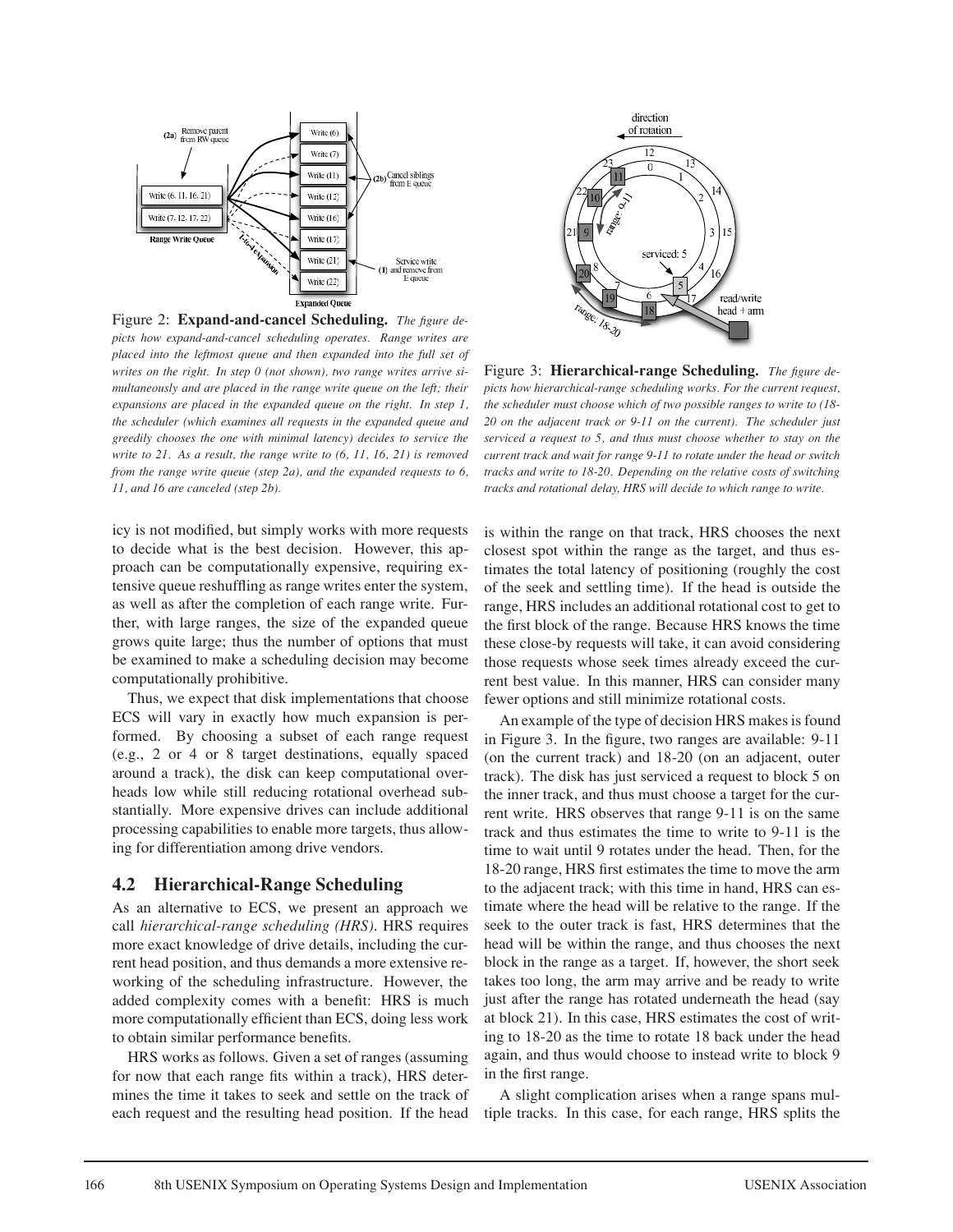Figure 2: **Expand-and-cancel Scheduling.** *The figure depicts how expand-and-cancel scheduling operates. Range writes are placed into the leftmost queue and then expanded into the full set of writes on the right. In step 0 (not shown), two range writes arrive simultaneously and are placed in the range write queue on the left; their expansions are placed in the expanded queue on the right. In step 1, the scheduler (which examines all requests in the expanded queue and greedily chooses the one with minimal latency) decides to service the write to 21. As a result, the range write to (6, 11, 16, 21) is removed from the range write queue (step 2a), and the expanded requests to 6, 11, and 16 are canceled (step 2b).*

Figure 3: **Hierarchical-range Scheduling.** *The figure depicts how hierarchical-range scheduling works. For the current request, the scheduler must choose which of two possible ranges to write to (18-20 on the adjacent track or 9-11 on the current). The scheduler just serviced a request to 5, and thus must choose whether to stay on the current track and wait for range 9-11 to rotate under the head or switch tracks and write to 18-20. Depending on the relative costs of switching tracks and rotational delay, HRS will decide to which range to write.*

icy is not modified, but simply works with more requests to decide what is the best decision. However, this approach can be computationally expensive, requiring extensive queue reshuffling as range writes enter the system, as well as after the completion of each range write. Further, with large ranges, the size of the expanded queue grows quite large; thus the number of options that must be examined to make a scheduling decision may become computationally prohibitive.

Thus, we expect that disk implementations that choose ECS will vary in exactly how much expansion is performed. By choosing a subset of each range request (e.g., 2 or 4 or 8 target destinations, equally spaced around a track), the disk can keep computational overheads low while still reducing rotational overhead substantially. More expensive drives can include additional processing capabilities to enable more targets, thus allowing for differentiation among drive vendors.

## 4.2 Hierarchical-Range Scheduling

As an alternative to ECS, we present an approach we call *hierarchical-range scheduling (HRS)*. HRS requires more exact knowledge of drive details, including the current head position, and thus demands a more extensive reworking of the scheduling infrastructure. However, the added complexity comes with a benefit: HRS is much more computationally efficient than ECS, doing less work to obtain similar performance benefits.

HRS works as follows. Given a set of ranges (assuming for now that each range fits within a track), HRS determines the time it takes to seek and settle on the track of each request and the resulting head position. If the head is within the range on that track, HRS chooses the next closest spot within the range as the target, and thus estimates the total latency of positioning (roughly the cost of the seek and settling time). If the head is outside the range, HRS includes an additional rotational cost to get to the first block of the range. Because HRS knows the time these close-by requests will take, it can avoid considering those requests whose seek times already exceed the current best value. In this manner, HRS can consider many fewer options and still minimize rotational costs.

An example of the type of decision HRS makes is found in Figure 3. In the figure, two ranges are available: 9-11 (on the current track) and 18-20 (on an adjacent, outer track). The disk has just serviced a request to block 5 on the inner track, and thus must choose a target for the current write. HRS observes that range 9-11 is on the same track and thus estimates the time to write to 9-11 is the time to wait until 9 rotates under the head. Then, for the 18-20 range, HRS first estimates the time to move the arm to the adjacent track; with this time in hand, HRS can estimate where the head will be relative to the range. If the seek to the outer track is fast, HRS determines that the head will be within the range, and thus chooses the next block in the range as a target. If, however, the short seek takes too long, the arm may arrive and be ready to write just after the range has rotated underneath the head (say at block 21). In this case, HRS estimates the cost of writing to 18-20 as the time to rotate 18 back under the head again, and thus would choose to instead write to block 9 in the first range.

A slight complication arises when a range spans multiple tracks. In this case, for each range, HRS splits the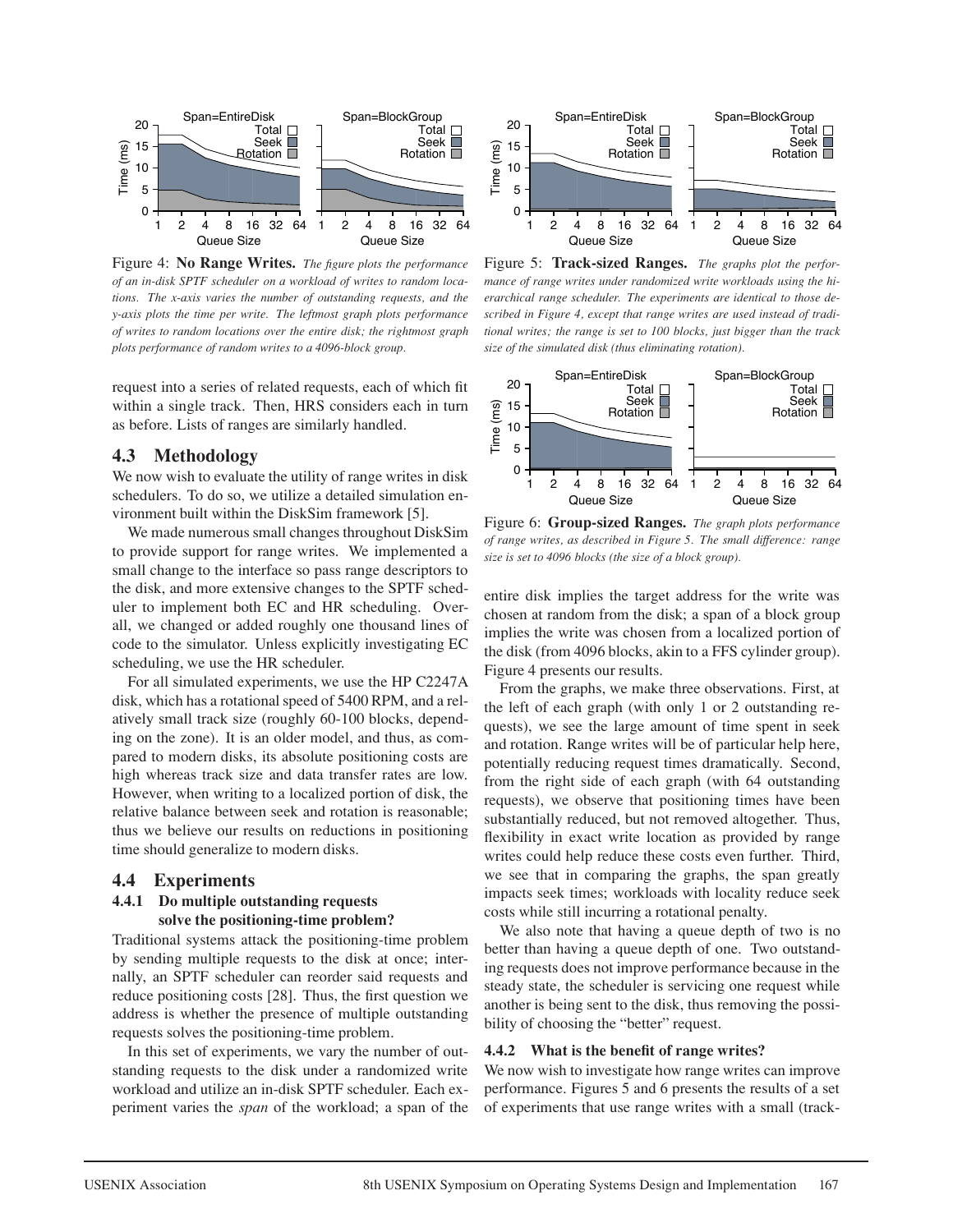Figure 4: **No Range Writes.** *The figure plots the performance of an in-disk SPTF scheduler on a workload of writes to random locations. The x-axis varies the number of outstanding requests, and the y-axis plots the time per write. The leftmost graph plots performance of writes to random locations over the entire disk; the rightmost graph plots performance of random writes to a 4096-block group.*

Figure 5: **Track-sized Ranges.** *The graphs plot the performance of range writes under randomized write workloads using the hierarchical range scheduler. The experiments are identical to those described in Figure 4, except that range writes are used instead of traditional writes; the range is set to 100 blocks, just bigger than the track size of the simulated disk (thus eliminating rotation).*

Figure 6: **Group-sized Ranges.** *The graph plots performance of range writes, as described in Figure 5. The small difference: range size is set to 4096 blocks (the size of a block group).*

request into a series of related requests, each of which fit within a single track. Then, HRS considers each in turn as before. Lists of ranges are similarly handled.

## 4.3 Methodology

We now wish to evaluate the utility of range writes in disk schedulers. To do so, we utilize a detailed simulation environment built within the DiskSim framework [5].

We made numerous small changes throughout DiskSim to provide support for range writes. We implemented a small change to the interface so pass range descriptors to the disk, and more extensive changes to the SPTF scheduler to implement both EC and HR scheduling. Overall, we changed or added roughly one thousand lines of code to the simulator. Unless explicitly investigating EC scheduling, we use the HR scheduler.

For all simulated experiments, we use the HP C2247A disk, which has a rotational speed of 5400 RPM, and a relatively small track size (roughly 60-100 blocks, depending on the zone). It is an older model, and thus, as compared to modern disks, its absolute positioning costs are high whereas track size and data transfer rates are low. However, when writing to a localized portion of disk, the relative balance between seek and rotation is reasonable; thus we believe our results on reductions in positioning time should generalize to modern disks.

## 4.4 Experiments

### 4.4.1 Do multiple outstanding requests solve the positioning-time problem?

Traditional systems attack the positioning-time problem by sending multiple requests to the disk at once; internally, an SPTF scheduler can reorder said requests and reduce positioning costs [28]. Thus, the first question we address is whether the presence of multiple outstanding requests solves the positioning-time problem.

In this set of experiments, we vary the number of outstanding requests to the disk under a randomized write workload and utilize an in-disk SPTF scheduler. Each experiment varies the *span* of the workload; a span of the entire disk implies the target address for the write was chosen at random from the disk; a span of a block group implies the write was chosen from a localized portion of the disk (from 4096 blocks, akin to a FFS cylinder group). Figure 4 presents our results.

From the graphs, we make three observations. First, at the left of each graph (with only 1 or 2 outstanding requests), we see the large amount of time spent in seek and rotation. Range writes will be of particular help here, potentially reducing request times dramatically. Second, from the right side of each graph (with 64 outstanding requests), we observe that positioning times have been substantially reduced, but not removed altogether. Thus, flexibility in exact write location as provided by range writes could help reduce these costs even further. Third, we see that in comparing the graphs, the span greatly impacts seek times; workloads with locality reduce seek costs while still incurring a rotational penalty.

We also note that having a queue depth of two is no better than having a queue depth of one. Two outstanding requests does not improve performance because in the steady state, the scheduler is servicing one request while another is being sent to the disk, thus removing the possibility of choosing the "better" request.

### 4.4.2 What is the benefit of range writes?

We now wish to investigate how range writes can improve performance. Figures 5 and 6 presents the results of a set of experiments that use range writes with a small (track-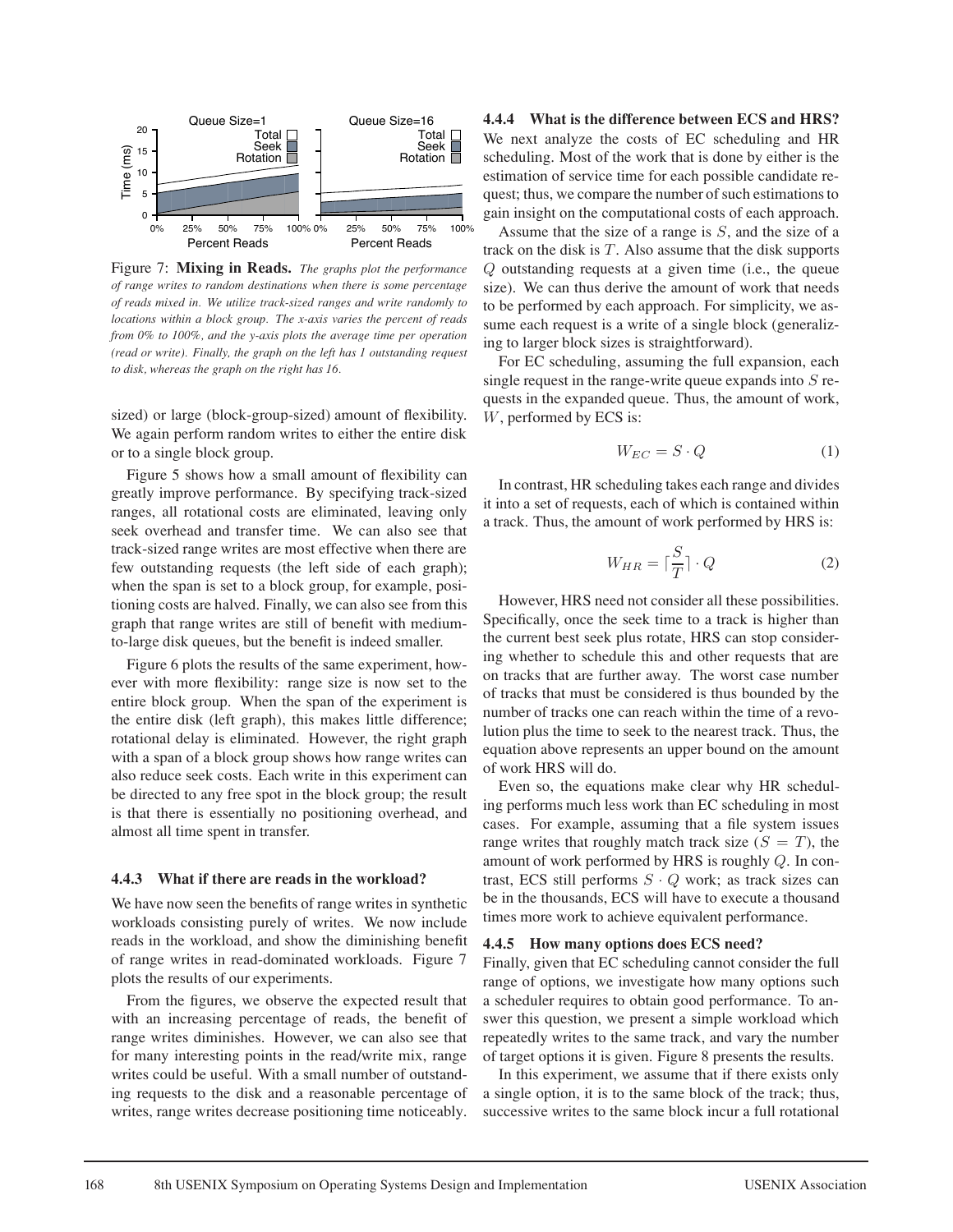Figure 7: **Mixing in Reads.** *The graphs plot the performance of range writes to random destinations when there is some percentage of reads mixed in. We utilize track-sized ranges and write randomly to locations within a block group. The x-axis varies the percent of reads from 0% to 100%, and the y-axis plots the average time per operation (read or write). Finally, the graph on the left has 1 outstanding request to disk, whereas the graph on the right has 16.*

sized) or large (block-group-sized) amount of flexibility. We again perform random writes to either the entire disk or to a single block group.

Figure 5 shows how a small amount of flexibility can greatly improve performance. By specifying track-sized ranges, all rotational costs are eliminated, leaving only seek overhead and transfer time. We can also see that track-sized range writes are most effective when there are few outstanding requests (the left side of each graph); when the span is set to a block group, for example, positioning costs are halved. Finally, we can also see from this graph that range writes are still of benefit with medium-to-large disk queues, but the benefit is indeed smaller.

Figure 6 plots the results of the same experiment, however with more flexibility: range size is now set to the entire block group. When the span of the experiment is the entire disk (left graph), this makes little difference; rotational delay is eliminated. However, the right graph with a span of a block group shows how range writes can also reduce seek costs. Each write in this experiment can be directed to any free spot in the block group; the result is that there is essentially no positioning overhead, and almost all time spent in transfer.

#### 4.4.3 What if there are reads in the workload?

We have now seen the benefits of range writes in synthetic workloads consisting purely of writes. We now include reads in the workload, and show the diminishing benefit of range writes in read-dominated workloads. Figure 7 plots the results of our experiments.

From the figures, we observe the expected result that with an increasing percentage of reads, the benefit of range writes diminishes. However, we can also see that for many interesting points in the read/write mix, range writes could be useful. With a small number of outstanding requests to the disk and a reasonable percentage of writes, range writes decrease positioning time noticeably.

#### 4.4.4 What is the difference between ECS and HRS?

We next analyze the costs of EC scheduling and HR scheduling. Most of the work that is done by either is the estimation of service time for each possible candidate request; thus, we compare the number of such estimations to gain insight on the computational costs of each approach.

Assume that the size of a range is $S$, and the size of a track on the disk is $T$. Also assume that the disk supports $Q$ outstanding requests at a given time (i.e., the queue size). We can thus derive the amount of work that needs to be performed by each approach. For simplicity, we assume each request is a write of a single block (generalizing to larger block sizes is straightforward).

For EC scheduling, assuming the full expansion, each single request in the range-write queue expands into $S$ requests in the expanded queue. Thus, the amount of work, $W$, performed by ECS is:

$$W_{EC} = S \cdot Q \tag{1}$$

In contrast, HR scheduling takes each range and divides it into a set of requests, each of which is contained within a track. Thus, the amount of work performed by HRS is:

$$W_{HR} = \lceil \frac{S}{T} \rceil \cdot Q \tag{2}$$

However, HRS need not consider all these possibilities. Specifically, once the seek time to a track is higher than the current best seek plus rotate, HRS can stop considering whether to schedule this and other requests that are on tracks that are further away. The worst case number of tracks that must be considered is thus bounded by the number of tracks one can reach within the time of a revolution plus the time to seek to the nearest track. Thus, the equation above represents an upper bound on the amount of work HRS will do.

Even so, the equations make clear why HR scheduling performs much less work than EC scheduling in most cases. For example, assuming that a file system issues range writes that roughly match track size ($S = T$), the amount of work performed by HRS is roughly $Q$. In contrast, ECS still performs $S \cdot Q$ work; as track sizes can be in the thousands, ECS will have to execute a thousand times more work to achieve equivalent performance.

#### 4.4.5 How many options does ECS need?

Finally, given that EC scheduling cannot consider the full range of options, we investigate how many options such a scheduler requires to obtain good performance. To answer this question, we present a simple workload which repeatedly writes to the same track, and vary the number of target options it is given. Figure 8 presents the results.

In this experiment, we assume that if there exists only a single option, it is to the same block of the track; thus, successive writes to the same block incur a full rotational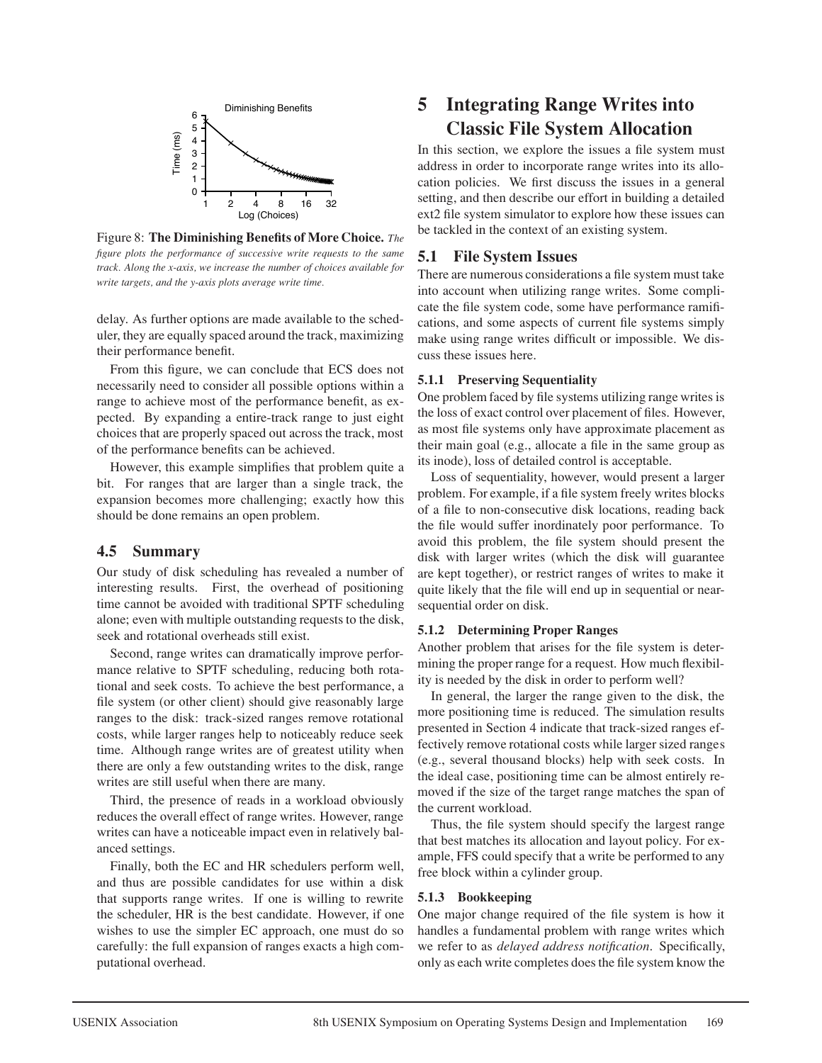Figure 8: **The Diminishing Benefits of More Choice.** *The figure plots the performance of successive write requests to the same track. Along the x-axis, we increase the number of choices available for write targets, and the y-axis plots average write time.*

delay. As further options are made available to the scheduler, they are equally spaced around the track, maximizing their performance benefit.

From this figure, we can conclude that ECS does not necessarily need to consider all possible options within a range to achieve most of the performance benefit, as expected. By expanding a entire-track range to just eight choices that are properly spaced out across the track, most of the performance benefits can be achieved.

However, this example simplifies that problem quite a bit. For ranges that are larger than a single track, the expansion becomes more challenging; exactly how this should be done remains an open problem.

### 4.5 Summary

Our study of disk scheduling has revealed a number of interesting results. First, the overhead of positioning time cannot be avoided with traditional SPTF scheduling alone; even with multiple outstanding requests to the disk, seek and rotational overheads still exist.

Second, range writes can dramatically improve performance relative to SPTF scheduling, reducing both rotational and seek costs. To achieve the best performance, a file system (or other client) should give reasonably large ranges to the disk: track-sized ranges remove rotational costs, while larger ranges help to noticeably reduce seek time. Although range writes are of greatest utility when there are only a few outstanding writes to the disk, range writes are still useful when there are many.

Third, the presence of reads in a workload obviously reduces the overall effect of range writes. However, range writes can have a noticeable impact even in relatively balanced settings.

Finally, both the EC and HR schedulers perform well, and thus are possible candidates for use within a disk that supports range writes. If one is willing to rewrite the scheduler, HR is the best candidate. However, if one wishes to use the simpler EC approach, one must do so carefully: the full expansion of ranges exacts a high computational overhead.

## 5 Integrating Range Writes into Classic File System Allocation

In this section, we explore the issues a file system must address in order to incorporate range writes into its allocation policies. We first discuss the issues in a general setting, and then describe our effort in building a detailed ext2 file system simulator to explore how these issues can be tackled in the context of an existing system.

### 5.1 File System Issues

There are numerous considerations a file system must take into account when utilizing range writes. Some complicate the file system code, some have performance ramifications, and some aspects of current file systems simply make using range writes difficult or impossible. We discuss these issues here.

#### 5.1.1 Preserving Sequentiality

One problem faced by file systems utilizing range writes is the loss of exact control over placement of files. However, as most file systems only have approximate placement as their main goal (e.g., allocate a file in the same group as its inode), loss of detailed control is acceptable.

Loss of sequentiality, however, would present a larger problem. For example, if a file system freely writes blocks of a file to non-consecutive disk locations, reading back the file would suffer inordinately poor performance. To avoid this problem, the file system should present the disk with larger writes (which the disk will guarantee are kept together), or restrict ranges of writes to make it quite likely that the file will end up in sequential or near-sequential order on disk.

#### 5.1.2 Determining Proper Ranges

Another problem that arises for the file system is determining the proper range for a request. How much flexibility is needed by the disk in order to perform well?

In general, the larger the range given to the disk, the more positioning time is reduced. The simulation results presented in Section 4 indicate that track-sized ranges effectively remove rotational costs while larger sized ranges (e.g., several thousand blocks) help with seek costs. In the ideal case, positioning time can be almost entirely removed if the size of the target range matches the span of the current workload.

Thus, the file system should specify the largest range that best matches its allocation and layout policy. For example, FFS could specify that a write be performed to any free block within a cylinder group.

#### 5.1.3 Bookkeeping

One major change required of the file system is how it handles a fundamental problem with range writes which we refer to as *delayed address notification*. Specifically, only as each write completes does the file system know the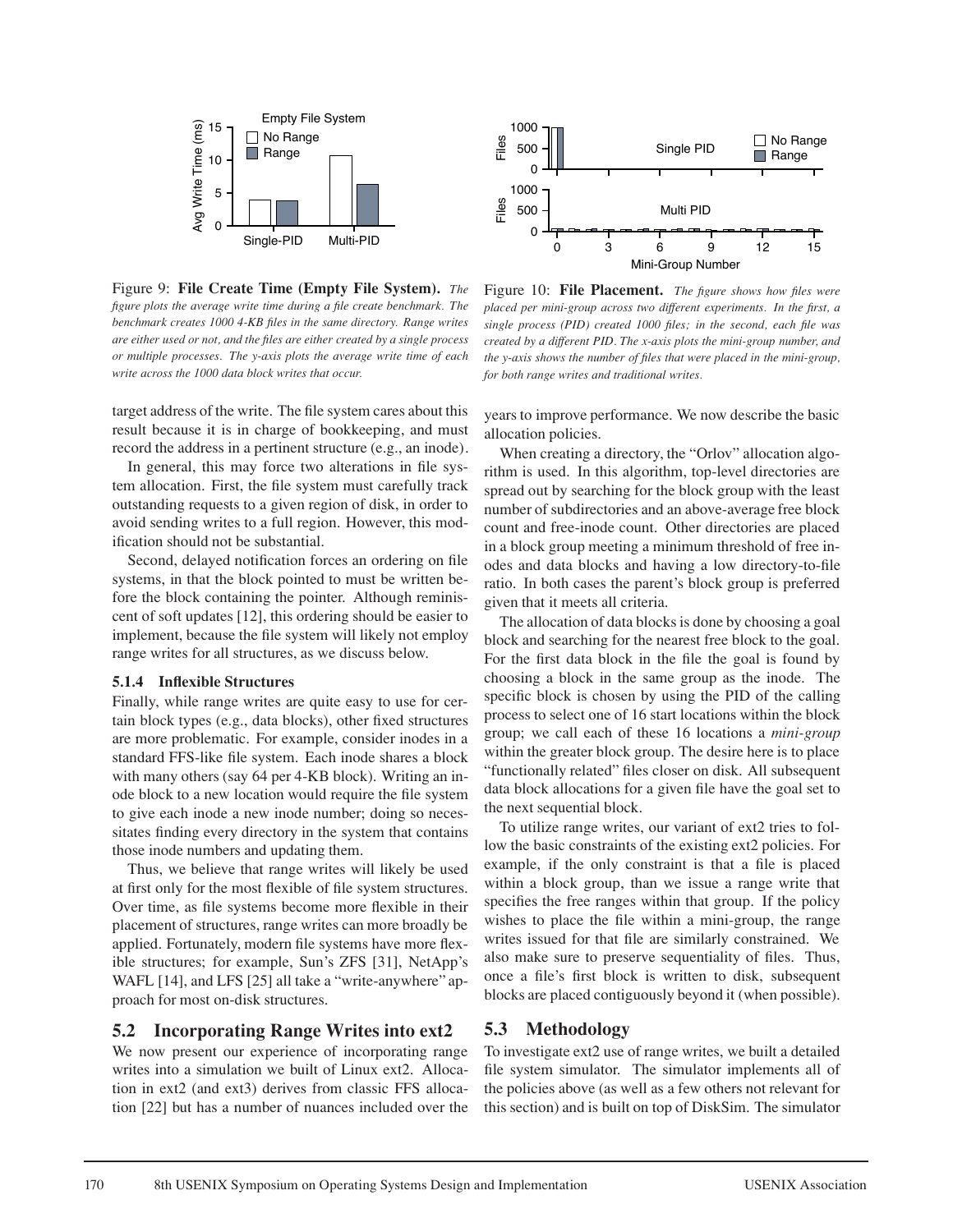Figure 9: **File Create Time (Empty File System).** *The figure plots the average write time during a file create benchmark. The benchmark creates 1000 4-KB files in the same directory. Range writes are either used or not, and the files are either created by a single process or multiple processes. The y-axis plots the average write time of each write across the 1000 data block writes that occur.*

Figure 10: **File Placement.** *The figure shows how files were placed per mini-group across two different experiments. In the first, a single process (PID) created 1000 files; in the second, each file was created by a different PID. The x-axis plots the mini-group number, and the y-axis shows the number of files that were placed in the mini-group, for both range writes and traditional writes.*

target address of the write. The file system cares about this result because it is in charge of bookkeeping, and must record the address in a pertinent structure (e.g., an inode).

In general, this may force two alterations in file system allocation. First, the file system must carefully track outstanding requests to a given region of disk, in order to avoid sending writes to a full region. However, this modification should not be substantial.

Second, delayed notification forces an ordering on file systems, in that the block pointed to must be written before the block containing the pointer. Although reminiscent of soft updates [12], this ordering should be easier to implement, because the file system will likely not employ range writes for all structures, as we discuss below.

#### 5.1.4 Inflexible Structures

Finally, while range writes are quite easy to use for certain block types (e.g., data blocks), other fixed structures are more problematic. For example, consider inodes in a standard FFS-like file system. Each inode shares a block with many others (say 64 per 4-KB block). Writing an inode block to a new location would require the file system to give each inode a new inode number; doing so necessitates finding every directory in the system that contains those inode numbers and updating them.

Thus, we believe that range writes will likely be used at first only for the most flexible of file system structures. Over time, as file systems become more flexible in their placement of structures, range writes can more broadly be applied. Fortunately, modern file systems have more flexible structures; for example, Sun's ZFS [31], NetApp's WAFL [14], and LFS [25] all take a "write-anywhere" approach for most on-disk structures.

### 5.2 Incorporating Range Writes into ext2

We now present our experience of incorporating range writes into a simulation we built of Linux ext2. Allocation in ext2 (and ext3) derives from classic FFS allocation [22] but has a number of nuances included over the years to improve performance. We now describe the basic allocation policies.

When creating a directory, the "Orlov" allocation algorithm is used. In this algorithm, top-level directories are spread out by searching for the block group with the least number of subdirectories and an above-average free block count and free-inode count. Other directories are placed in a block group meeting a minimum threshold of free inodes and data blocks and having a low directory-to-file ratio. In both cases the parent's block group is preferred given that it meets all criteria.

The allocation of data blocks is done by choosing a goal block and searching for the nearest free block to the goal. For the first data block in the file the goal is found by choosing a block in the same group as the inode. The specific block is chosen by using the PID of the calling process to select one of 16 start locations within the block group; we call each of these 16 locations a *mini-group* within the greater block group. The desire here is to place "functionally related" files closer on disk. All subsequent data block allocations for a given file have the goal set to the next sequential block.

To utilize range writes, our variant of ext2 tries to follow the basic constraints of the existing ext2 policies. For example, if the only constraint is that a file is placed within a block group, than we issue a range write that specifies the free ranges within that group. If the policy wishes to place the file within a mini-group, the range writes issued for that file are similarly constrained. We also make sure to preserve sequentiality of files. Thus, once a file's first block is written to disk, subsequent blocks are placed contiguously beyond it (when possible).

### 5.3 Methodology

To investigate ext2 use of range writes, we built a detailed file system simulator. The simulator implements all of the policies above (as well as a few others not relevant for this section) and is built on top of DiskSim. The simulator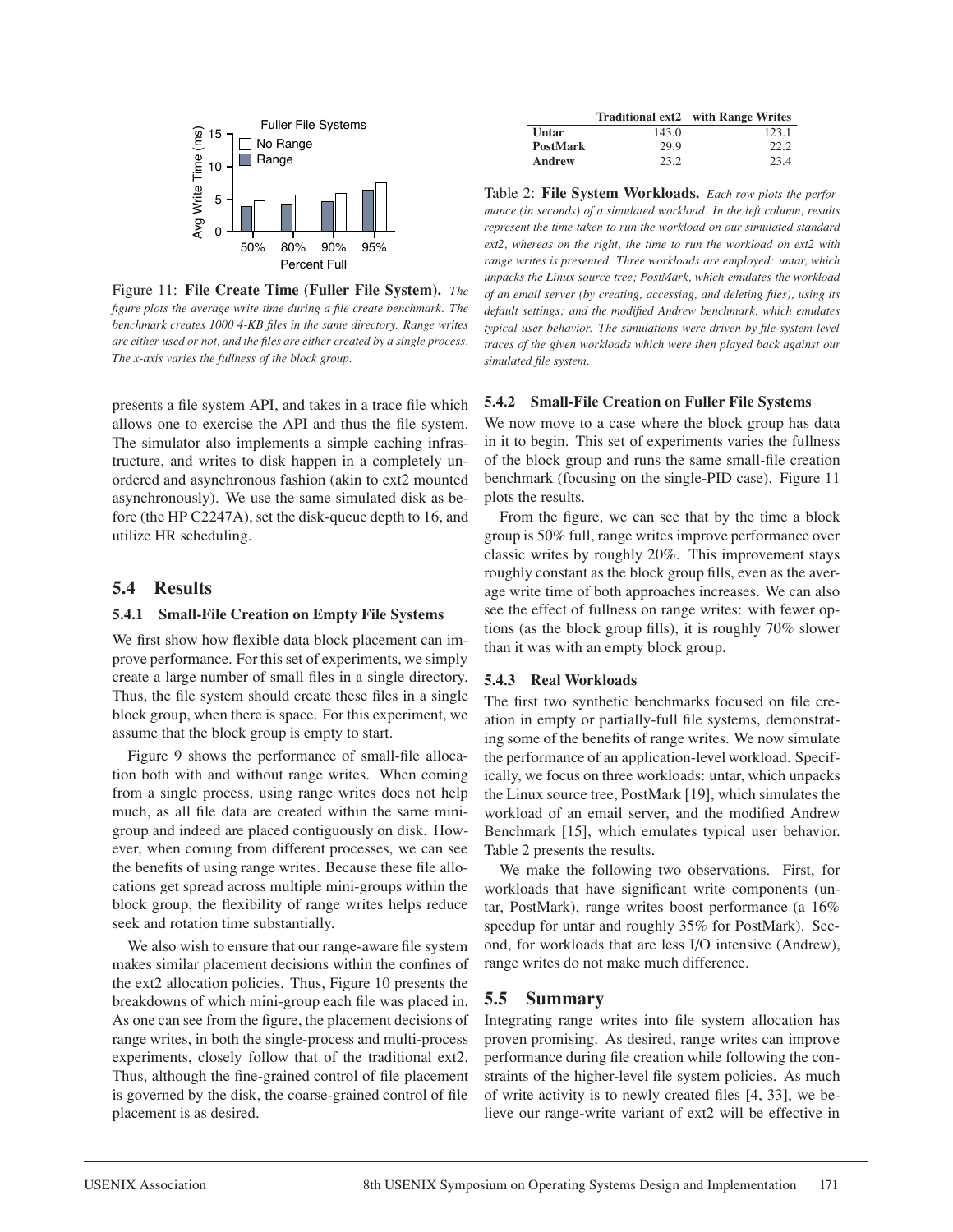Figure 11: **File Create Time (Fuller File System).** *The figure plots the average write time during a file create benchmark. The benchmark creates 1000 4-KB files in the same directory. Range writes are either used or not, and the files are either created by a single process. The x-axis varies the fullness of the block group.*

presents a file system API, and takes in a trace file which allows one to exercise the API and thus the file system. The simulator also implements a simple caching infrastructure, and writes to disk happen in a completely unordered and asynchronous fashion (akin to ext2 mounted asynchronously). We use the same simulated disk as before (the HP C2247A), set the disk-queue depth to 16, and utilize HR scheduling.

## 5.4 Results

### 5.4.1 Small-File Creation on Empty File Systems

We first show how flexible data block placement can improve performance. For this set of experiments, we simply create a large number of small files in a single directory. Thus, the file system should create these files in a single block group, when there is space. For this experiment, we assume that the block group is empty to start.

Figure 9 shows the performance of small-file allocation both with and without range writes. When coming from a single process, using range writes does not help much, as all file data are created within the same mini-group and indeed are placed contiguously on disk. However, when coming from different processes, we can see the benefits of using range writes. Because these file allocations get spread across multiple mini-groups within the block group, the flexibility of range writes helps reduce seek and rotation time substantially.

We also wish to ensure that our range-aware file system makes similar placement decisions within the confines of the ext2 allocation policies. Thus, Figure 10 presents the breakdowns of which mini-group each file was placed in. As one can see from the figure, the placement decisions of range writes, in both the single-process and multi-process experiments, closely follow that of the traditional ext2. Thus, although the fine-grained control of file placement is governed by the disk, the coarse-grained control of file placement is as desired.

| | Traditional ext2 | with Range Writes |
|---|---|---|
| **Untar** | 143.0 | 123.1 |
| **PostMark** | 29.9 | 22.2 |
| **Andrew** | 23.2 | 23.4 |

Table 2: **File System Workloads.** *Each row plots the performance (in seconds) of a simulated workload. In the left column, results represent the time taken to run the workload on our simulated standard ext2, whereas on the right, the time to run the workload on ext2 with range writes is presented. Three workloads are employed: untar, which unpacks the Linux source tree; PostMark, which emulates the workload of an email server (by creating, accessing, and deleting files), using its default settings; and the modified Andrew benchmark, which emulates typical user behavior. The simulations were driven by file-system-level traces of the given workloads which were then played back against our simulated file system.*

### 5.4.2 Small-File Creation on Fuller File Systems

We now move to a case where the block group has data in it to begin. This set of experiments varies the fullness of the block group and runs the same small-file creation benchmark (focusing on the single-PID case). Figure 11 plots the results.

From the figure, we can see that by the time a block group is 50% full, range writes improve performance over classic writes by roughly 20%. This improvement stays roughly constant as the block group fills, even as the average write time of both approaches increases. We can also see the effect of fullness on range writes: with fewer options (as the block group fills), it is roughly 70% slower than it was with an empty block group.

### 5.4.3 Real Workloads

The first two synthetic benchmarks focused on file creation in empty or partially-full file systems, demonstrating some of the benefits of range writes. We now simulate the performance of an application-level workload. Specifically, we focus on three workloads: untar, which unpacks the Linux source tree, PostMark [19], which simulates the workload of an email server, and the modified Andrew Benchmark [15], which emulates typical user behavior. Table 2 presents the results.

We make the following two observations. First, for workloads that have significant write components (untar, PostMark), range writes boost performance (a 16% speedup for untar and roughly 35% for PostMark). Second, for workloads that are less I/O intensive (Andrew), range writes do not make much difference.

## 5.5 Summary

Integrating range writes into file system allocation has proven promising. As desired, range writes can improve performance during file creation while following the constraints of the higher-level file system policies. As much of write activity is to newly created files [4, 33], we believe our range-write variant of ext2 will be effective in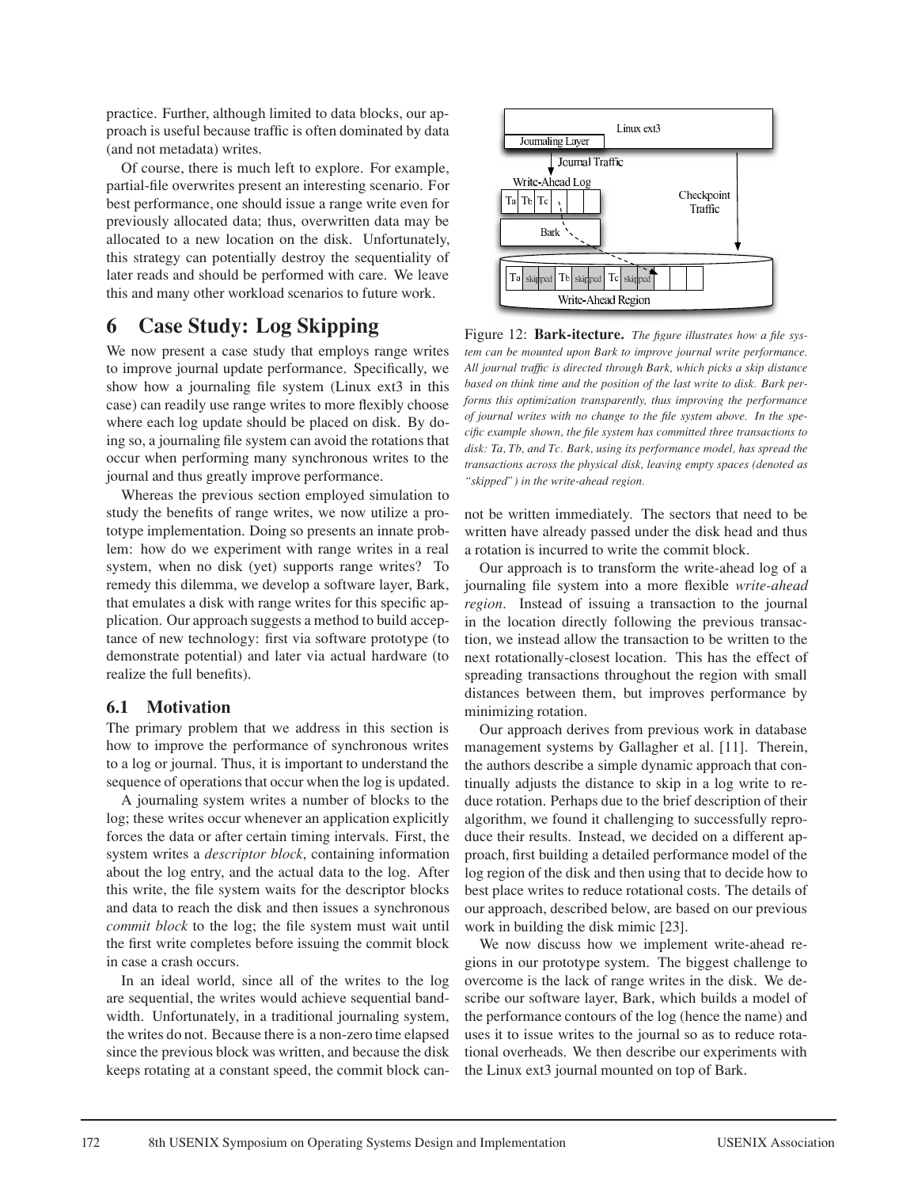practice. Further, although limited to data blocks, our approach is useful because traffic is often dominated by data (and not metadata) writes.

Of course, there is much left to explore. For example, partial-file overwrites present an interesting scenario. For best performance, one should issue a range write even for previously allocated data; thus, overwritten data may be allocated to a new location on the disk. Unfortunately, this strategy can potentially destroy the sequentiality of later reads and should be performed with care. We leave this and many other workload scenarios to future work.

# 6 Case Study: Log Skipping

We now present a case study that employs range writes to improve journal update performance. Specifically, we show how a journaling file system (Linux ext3 in this case) can readily use range writes to more flexibly choose where each log update should be placed on disk. By doing so, a journaling file system can avoid the rotations that occur when performing many synchronous writes to the journal and thus greatly improve performance.

Whereas the previous section employed simulation to study the benefits of range writes, we now utilize a prototype implementation. Doing so presents an innate problem: how do we experiment with range writes in a real system, when no disk (yet) supports range writes? To remedy this dilemma, we develop a software layer, Bark, that emulates a disk with range writes for this specific application. Our approach suggests a method to build acceptance of new technology: first via software prototype (to demonstrate potential) and later via actual hardware (to realize the full benefits).

## 6.1 Motivation

The primary problem that we address in this section is how to improve the performance of synchronous writes to a log or journal. Thus, it is important to understand the sequence of operations that occur when the log is updated.

A journaling system writes a number of blocks to the log; these writes occur whenever an application explicitly forces the data or after certain timing intervals. First, the system writes a *descriptor block*, containing information about the log entry, and the actual data to the log. After this write, the file system waits for the descriptor blocks and data to reach the disk and then issues a synchronous *commit block* to the log; the file system must wait until the first write completes before issuing the commit block in case a crash occurs.

In an ideal world, since all of the writes to the log are sequential, the writes would achieve sequential bandwidth. Unfortunately, in a traditional journaling system, the writes do not. Because there is a non-zero time elapsed since the previous block was written, and because the disk keeps rotating at a constant speed, the commit block cannot be written immediately. The sectors that need to be written have already passed under the disk head and thus a rotation is incurred to write the commit block.

Figure 12: **Bark-itecture.** *The figure illustrates how a file system can be mounted upon Bark to improve journal write performance. All journal traffic is directed through Bark, which picks a skip distance based on think time and the position of the last write to disk. Bark performs this optimization transparently, thus improving the performance of journal writes with no change to the file system above. In the specific example shown, the file system has committed three transactions to disk: Ta, Tb, and Tc. Bark, using its performance model, has spread the transactions across the physical disk, leaving empty spaces (denoted as "skipped") in the write-ahead region.*

Our approach is to transform the write-ahead log of a journaling file system into a more flexible *write-ahead region*. Instead of issuing a transaction to the journal in the location directly following the previous transaction, we instead allow the transaction to be written to the next rotationally-closest location. This has the effect of spreading transactions throughout the region with small distances between them, but improves performance by minimizing rotation.

Our approach derives from previous work in database management systems by Gallagher et al. [11]. Therein, the authors describe a simple dynamic approach that continually adjusts the distance to skip in a log write to reduce rotation. Perhaps due to the brief description of their algorithm, we found it challenging to successfully reproduce their results. Instead, we decided on a different approach, first building a detailed performance model of the log region of the disk and then using that to decide how to best place writes to reduce rotational costs. The details of our approach, described below, are based on our previous work in building the disk mimic [23].

We now discuss how we implement write-ahead regions in our prototype system. The biggest challenge to overcome is the lack of range writes in the disk. We describe our software layer, Bark, which builds a model of the performance contours of the log (hence the name) and uses it to issue writes to the journal so as to reduce rotational overheads. We then describe our experiments with the Linux ext3 journal mounted on top of Bark.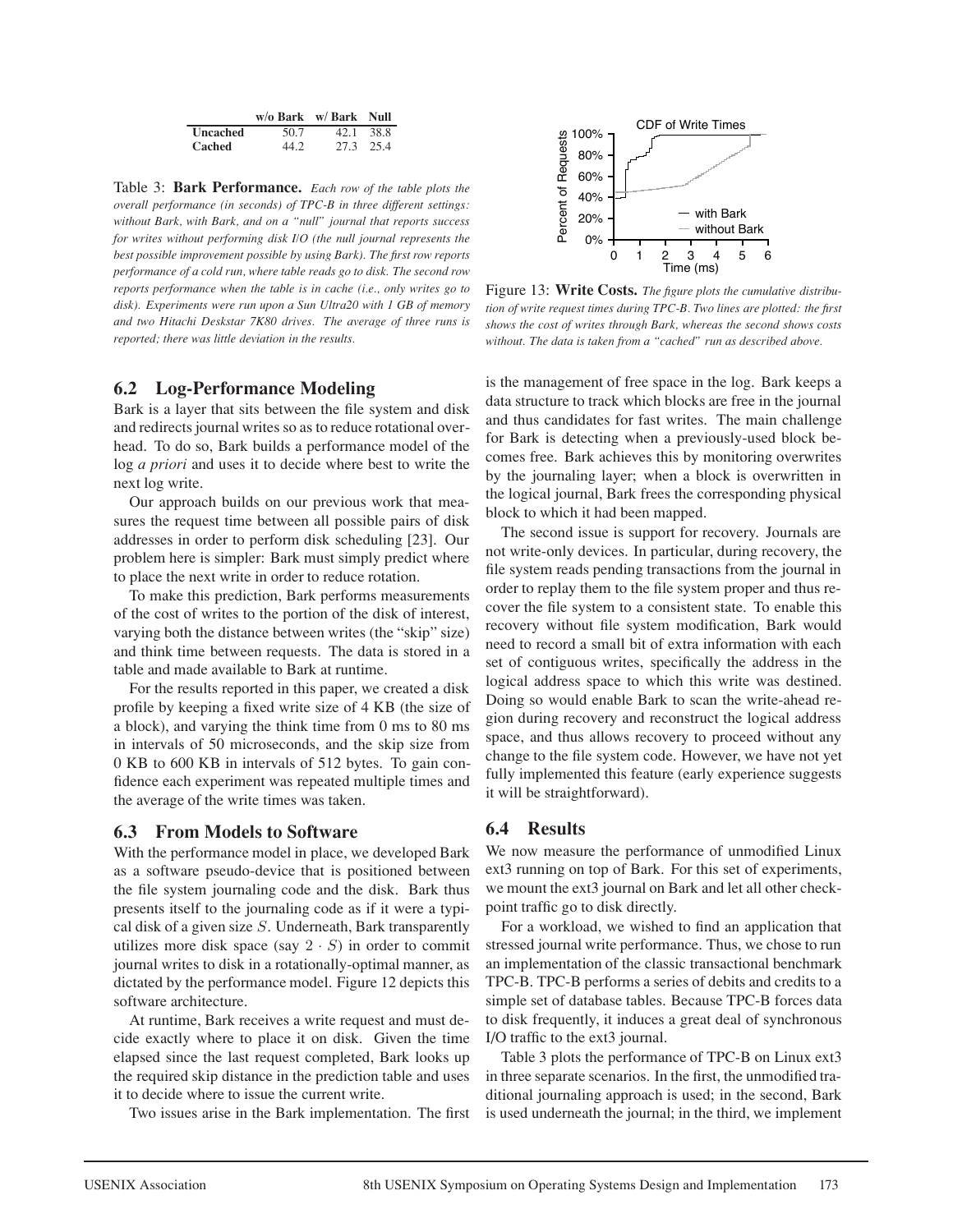|  | w/o Bark | w/ Bark | Null |
|---|---|---|---|
| **Uncached** | 50.7 | 42.1 | 38.8 |
| **Cached** | 44.2 | 27.3 | 25.4 |

Table 3: **Bark Performance.** *Each row of the table plots the overall performance (in seconds) of TPC-B in three different settings: without Bark, with Bark, and on a "null" journal that reports success for writes without performing disk I/O (the null journal represents the best possible improvement possible by using Bark). The first row reports performance of a cold run, where table reads go to disk. The second row reports performance when the table is in cache (i.e., only writes go to disk). Experiments were run upon a Sun Ultra20 with 1 GB of memory and two Hitachi Deskstar 7K80 drives. The average of three runs is reported; there was little deviation in the results.*

Figure 13: **Write Costs.** *The figure plots the cumulative distribution of write request times during TPC-B. Two lines are plotted: the first shows the cost of writes through Bark, whereas the second shows costs without. The data is taken from a "cached" run as described above.*

## 6.2 Log-Performance Modeling

Bark is a layer that sits between the file system and disk and redirects journal writes so as to reduce rotational overhead. To do so, Bark builds a performance model of the log *a priori* and uses it to decide where best to write the next log write.

Our approach builds on our previous work that measures the request time between all possible pairs of disk addresses in order to perform disk scheduling [23]. Our problem here is simpler: Bark must simply predict where to place the next write in order to reduce rotation.

To make this prediction, Bark performs measurements of the cost of writes to the portion of the disk of interest, varying both the distance between writes (the "skip" size) and think time between requests. The data is stored in a table and made available to Bark at runtime.

For the results reported in this paper, we created a disk profile by keeping a fixed write size of 4 KB (the size of a block), and varying the think time from 0 ms to 80 ms in intervals of 50 microseconds, and the skip size from 0 KB to 600 KB in intervals of 512 bytes. To gain confidence each experiment was repeated multiple times and the average of the write times was taken.

## 6.3 From Models to Software

With the performance model in place, we developed Bark as a software pseudo-device that is positioned between the file system journaling code and the disk. Bark thus presents itself to the journaling code as if it were a typical disk of a given size $S$. Underneath, Bark transparently utilizes more disk space (say $2 \cdot S$) in order to commit journal writes to disk in a rotationally-optimal manner, as dictated by the performance model. Figure 12 depicts this software architecture.

At runtime, Bark receives a write request and must decide exactly where to place it on disk. Given the time elapsed since the last request completed, Bark looks up the required skip distance in the prediction table and uses it to decide where to issue the current write.

Two issues arise in the Bark implementation. The first is the management of free space in the log. Bark keeps a data structure to track which blocks are free in the journal and thus candidates for fast writes. The main challenge for Bark is detecting when a previously-used block becomes free. Bark achieves this by monitoring overwrites by the journaling layer; when a block is overwritten in the logical journal, Bark frees the corresponding physical block to which it had been mapped.

The second issue is support for recovery. Journals are not write-only devices. In particular, during recovery, the file system reads pending transactions from the journal in order to replay them to the file system proper and thus recover the file system to a consistent state. To enable this recovery without file system modification, Bark would need to record a small bit of extra information with each set of contiguous writes, specifically the address in the logical address space to which this write was destined. Doing so would enable Bark to scan the write-ahead region during recovery and reconstruct the logical address space, and thus allows recovery to proceed without any change to the file system code. However, we have not yet fully implemented this feature (early experience suggests it will be straightforward).

## 6.4 Results

We now measure the performance of unmodified Linux ext3 running on top of Bark. For this set of experiments, we mount the ext3 journal on Bark and let all other checkpoint traffic go to disk directly.

For a workload, we wished to find an application that stressed journal write performance. Thus, we chose to run an implementation of the classic transactional benchmark TPC-B. TPC-B performs a series of debits and credits to a simple set of database tables. Because TPC-B forces data to disk frequently, it induces a great deal of synchronous I/O traffic to the ext3 journal.

Table 3 plots the performance of TPC-B on Linux ext3 in three separate scenarios. In the first, the unmodified traditional journaling approach is used; in the second, Bark is used underneath the journal; in the third, we implement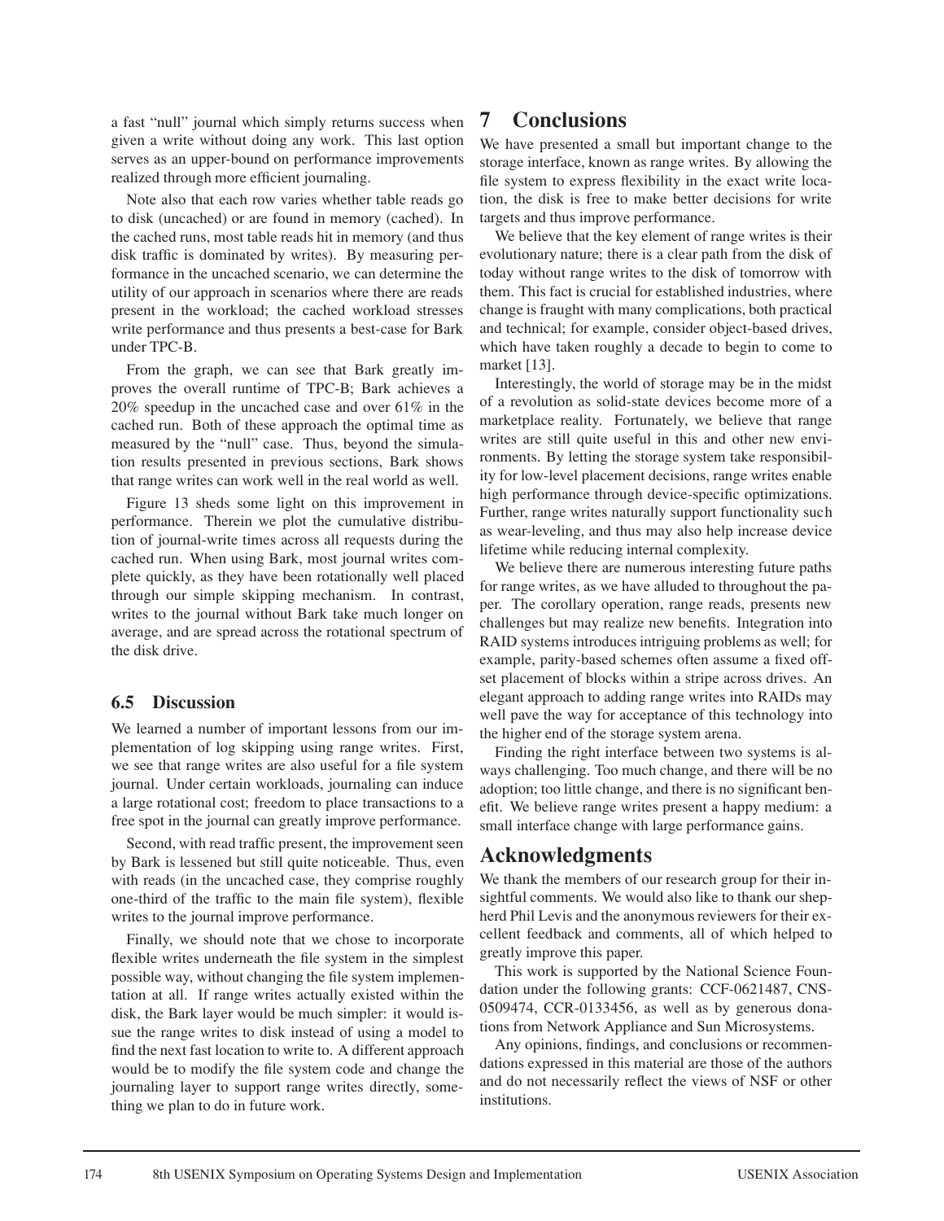a fast "null" journal which simply returns success when given a write without doing any work. This last option serves as an upper-bound on performance improvements realized through more efficient journaling.

Note also that each row varies whether table reads go to disk (uncached) or are found in memory (cached). In the cached runs, most table reads hit in memory (and thus disk traffic is dominated by writes). By measuring performance in the uncached scenario, we can determine the utility of our approach in scenarios where there are reads present in the workload; the cached workload stresses write performance and thus presents a best-case for Bark under TPC-B.

From the graph, we can see that Bark greatly improves the overall runtime of TPC-B; Bark achieves a 20% speedup in the uncached case and over 61% in the cached run. Both of these approach the optimal time as measured by the "null" case. Thus, beyond the simulation results presented in previous sections, Bark shows that range writes can work well in the real world as well.

Figure 13 sheds some light on this improvement in performance. Therein we plot the cumulative distribution of journal-write times across all requests during the cached run. When using Bark, most journal writes complete quickly, as they have been rotationally well placed through our simple skipping mechanism. In contrast, writes to the journal without Bark take much longer on average, and are spread across the rotational spectrum of the disk drive.

### 6.5 Discussion

We learned a number of important lessons from our implementation of log skipping using range writes. First, we see that range writes are also useful for a file system journal. Under certain workloads, journaling can induce a large rotational cost; freedom to place transactions to a free spot in the journal can greatly improve performance.

Second, with read traffic present, the improvement seen by Bark is lessened but still quite noticeable. Thus, even with reads (in the uncached case, they comprise roughly one-third of the traffic to the main file system), flexible writes to the journal improve performance.

Finally, we should note that we chose to incorporate flexible writes underneath the file system in the simplest possible way, without changing the file system implementation at all. If range writes actually existed within the disk, the Bark layer would be much simpler: it would issue the range writes to disk instead of using a model to find the next fast location to write to. A different approach would be to modify the file system code and change the journaling layer to support range writes directly, something we plan to do in future work.

## 7 Conclusions

We have presented a small but important change to the storage interface, known as range writes. By allowing the file system to express flexibility in the exact write location, the disk is free to make better decisions for write targets and thus improve performance.

We believe that the key element of range writes is their evolutionary nature; there is a clear path from the disk of today without range writes to the disk of tomorrow with them. This fact is crucial for established industries, where change is fraught with many complications, both practical and technical; for example, consider object-based drives, which have taken roughly a decade to begin to come to market [13].

Interestingly, the world of storage may be in the midst of a revolution as solid-state devices become more of a marketplace reality. Fortunately, we believe that range writes are still quite useful in this and other new environments. By letting the storage system take responsibility for low-level placement decisions, range writes enable high performance through device-specific optimizations. Further, range writes naturally support functionality such as wear-leveling, and thus may also help increase device lifetime while reducing internal complexity.

We believe there are numerous interesting future paths for range writes, as we have alluded to throughout the paper. The corollary operation, range reads, presents new challenges but may realize new benefits. Integration into RAID systems introduces intriguing problems as well; for example, parity-based schemes often assume a fixed offset placement of blocks within a stripe across drives. An elegant approach to adding range writes into RAIDs may well pave the way for acceptance of this technology into the higher end of the storage system arena.

Finding the right interface between two systems is always challenging. Too much change, and there will be no adoption; too little change, and there is no significant benefit. We believe range writes present a happy medium: a small interface change with large performance gains.

## Acknowledgments

We thank the members of our research group for their insightful comments. We would also like to thank our shepherd Phil Levis and the anonymous reviewers for their excellent feedback and comments, all of which helped to greatly improve this paper.

This work is supported by the National Science Foundation under the following grants: CCF-0621487, CNS-0509474, CCR-0133456, as well as by generous donations from Network Appliance and Sun Microsystems.

Any opinions, findings, and conclusions or recommendations expressed in this material are those of the authors and do not necessarily reflect the views of NSF or other institutions.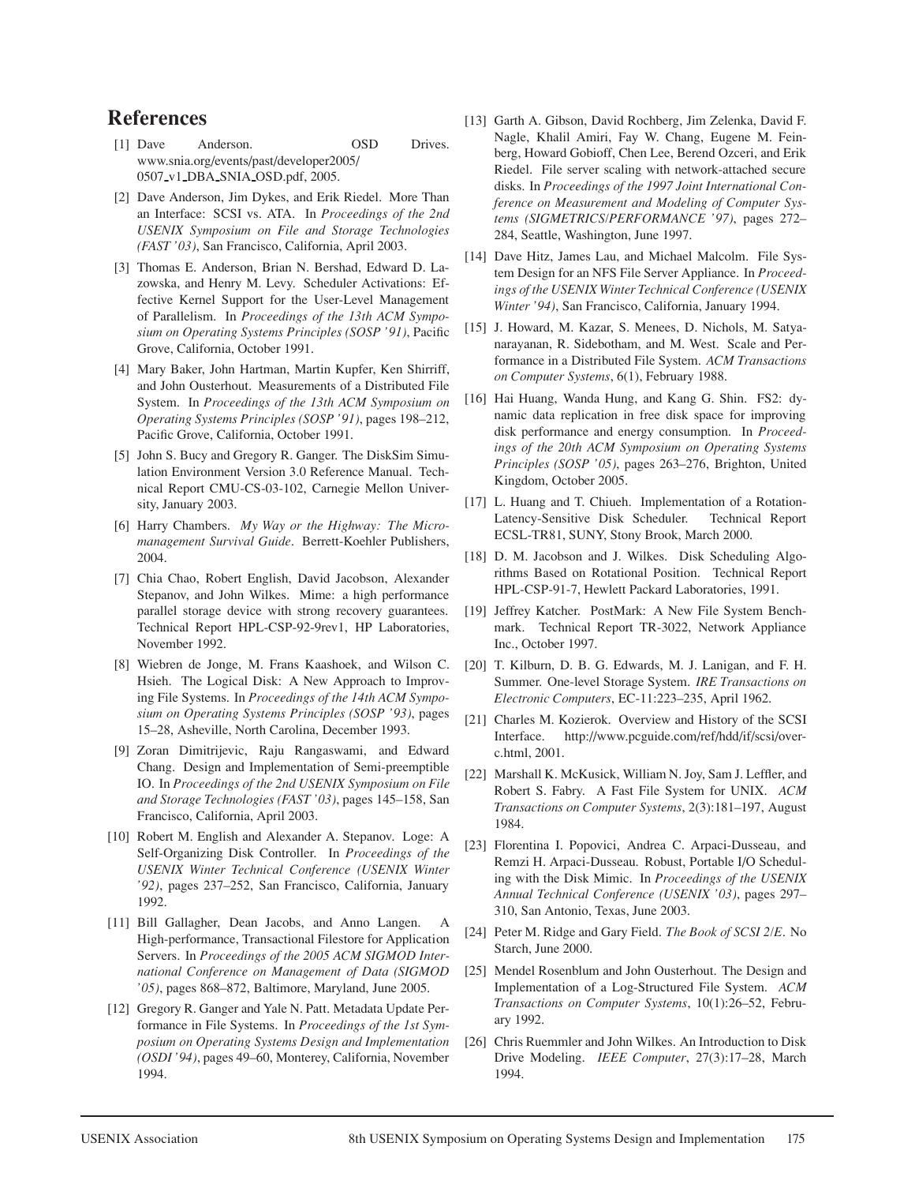## References

[1] Dave Anderson. OSD Drives. www.snia.org/events/past/developer2005/0507_v1_DBA_SNIA_OSD.pdf, 2005.

[2] Dave Anderson, Jim Dykes, and Erik Riedel. More Than an Interface: SCSI vs. ATA. In *Proceedings of the 2nd USENIX Symposium on File and Storage Technologies (FAST '03)*, San Francisco, California, April 2003.

[3] Thomas E. Anderson, Brian N. Bershad, Edward D. Lazowska, and Henry M. Levy. Scheduler Activations: Effective Kernel Support for the User-Level Management of Parallelism. In *Proceedings of the 13th ACM Symposium on Operating Systems Principles (SOSP '91)*, Pacific Grove, California, October 1991.

[4] Mary Baker, John Hartman, Martin Kupfer, Ken Shirriff, and John Ousterhout. Measurements of a Distributed File System. In *Proceedings of the 13th ACM Symposium on Operating Systems Principles (SOSP '91)*, pages 198–212, Pacific Grove, California, October 1991.

[5] John S. Bucy and Gregory R. Ganger. The DiskSim Simulation Environment Version 3.0 Reference Manual. Technical Report CMU-CS-03-102, Carnegie Mellon University, January 2003.

[6] Harry Chambers. *My Way or the Highway: The Micromanagement Survival Guide*. Berrett-Koehler Publishers, 2004.

[7] Chia Chao, Robert English, David Jacobson, Alexander Stepanov, and John Wilkes. Mime: a high performance parallel storage device with strong recovery guarantees. Technical Report HPL-CSP-92-9rev1, HP Laboratories, November 1992.

[8] Wiebren de Jonge, M. Frans Kaashoek, and Wilson C. Hsieh. The Logical Disk: A New Approach to Improving File Systems. In *Proceedings of the 14th ACM Symposium on Operating Systems Principles (SOSP '93)*, pages 15–28, Asheville, North Carolina, December 1993.

[9] Zoran Dimitrijevic, Raju Rangaswami, and Edward Chang. Design and Implementation of Semi-preemptible IO. In *Proceedings of the 2nd USENIX Symposium on File and Storage Technologies (FAST '03)*, pages 145–158, San Francisco, California, April 2003.

[10] Robert M. English and Alexander A. Stepanov. Loge: A Self-Organizing Disk Controller. In *Proceedings of the USENIX Winter Technical Conference (USENIX Winter '92)*, pages 237–252, San Francisco, California, January 1992.

[11] Bill Gallagher, Dean Jacobs, and Anno Langen. A High-performance, Transactional Filestore for Application Servers. In *Proceedings of the 2005 ACM SIGMOD International Conference on Management of Data (SIGMOD '05)*, pages 868–872, Baltimore, Maryland, June 2005.

[12] Gregory R. Ganger and Yale N. Patt. Metadata Update Performance in File Systems. In *Proceedings of the 1st Symposium on Operating Systems Design and Implementation (OSDI '94)*, pages 49–60, Monterey, California, November 1994.

[13] Garth A. Gibson, David Rochberg, Jim Zelenka, David F. Nagle, Khalil Amiri, Fay W. Chang, Eugene M. Feinberg, Howard Gobioff, Chen Lee, Berend Ozceri, and Erik Riedel. File server scaling with network-attached secure disks. In *Proceedings of the 1997 Joint International Conference on Measurement and Modeling of Computer Systems (SIGMETRICS/PERFORMANCE '97)*, pages 272–284, Seattle, Washington, June 1997.

[14] Dave Hitz, James Lau, and Michael Malcolm. File System Design for an NFS File Server Appliance. In *Proceedings of the USENIX Winter Technical Conference (USENIX Winter '94)*, San Francisco, California, January 1994.

[15] J. Howard, M. Kazar, S. Menees, D. Nichols, M. Satyanarayanan, R. Sidebotham, and M. West. Scale and Performance in a Distributed File System. *ACM Transactions on Computer Systems*, 6(1), February 1988.

[16] Hai Huang, Wanda Hung, and Kang G. Shin. FS2: dynamic data replication in free disk space for improving disk performance and energy consumption. In *Proceedings of the 20th ACM Symposium on Operating Systems Principles (SOSP '05)*, pages 263–276, Brighton, United Kingdom, October 2005.

[17] L. Huang and T. Chiueh. Implementation of a Rotation-Latency-Sensitive Disk Scheduler. Technical Report ECSL-TR81, SUNY, Stony Brook, March 2000.

[18] D. M. Jacobson and J. Wilkes. Disk Scheduling Algorithms Based on Rotational Position. Technical Report HPL-CSP-91-7, Hewlett Packard Laboratories, 1991.

[19] Jeffrey Katcher. PostMark: A New File System Benchmark. Technical Report TR-3022, Network Appliance Inc., October 1997.

[20] T. Kilburn, D. B. G. Edwards, M. J. Lanigan, and F. H. Summer. One-level Storage System. *IRE Transactions on Electronic Computers*, EC-11:223–235, April 1962.

[21] Charles M. Kozierok. Overview and History of the SCSI Interface. http://www.pcguide.com/ref/hdd/if/scsi/over-c.html, 2001.

[22] Marshall K. McKusick, William N. Joy, Sam J. Leffler, and Robert S. Fabry. A Fast File System for UNIX. *ACM Transactions on Computer Systems*, 2(3):181–197, August 1984.

[23] Florentina I. Popovici, Andrea C. Arpaci-Dusseau, and Remzi H. Arpaci-Dusseau. Robust, Portable I/O Scheduling with the Disk Mimic. In *Proceedings of the USENIX Annual Technical Conference (USENIX '03)*, pages 297–310, San Antonio, Texas, June 2003.

[24] Peter M. Ridge and Gary Field. *The Book of SCSI 2/E*. No Starch, June 2000.

[25] Mendel Rosenblum and John Ousterhout. The Design and Implementation of a Log-Structured File System. *ACM Transactions on Computer Systems*, 10(1):26–52, February 1992.

[26] Chris Ruemmler and John Wilkes. An Introduction to Disk Drive Modeling. *IEEE Computer*, 27(3):17–28, March 1994.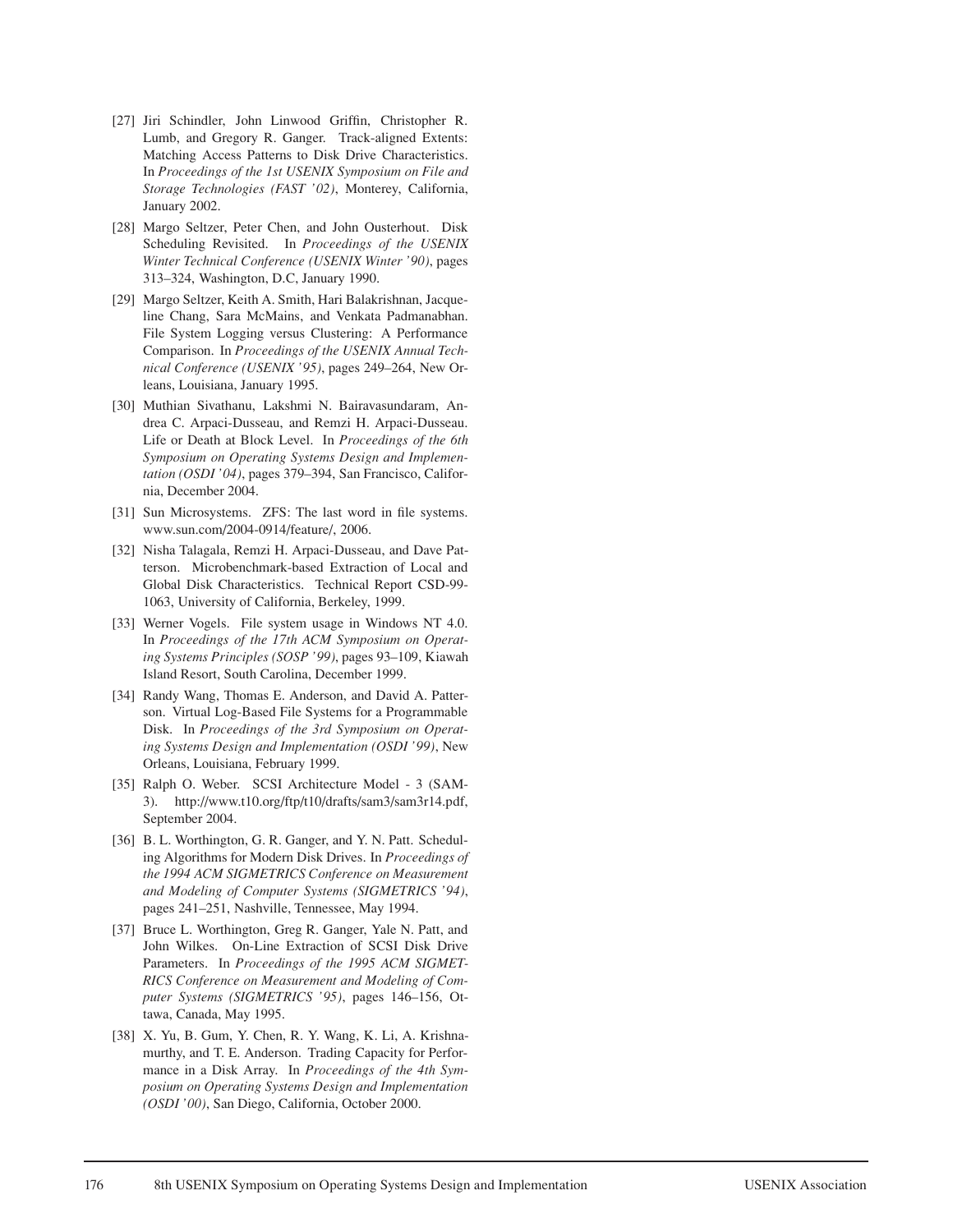[27] Jiri Schindler, John Linwood Griffin, Christopher R. Lumb, and Gregory R. Ganger. Track-aligned Extents: Matching Access Patterns to Disk Drive Characteristics. In *Proceedings of the 1st USENIX Symposium on File and Storage Technologies (FAST '02)*, Monterey, California, January 2002.

[28] Margo Seltzer, Peter Chen, and John Ousterhout. Disk Scheduling Revisited. In *Proceedings of the USENIX Winter Technical Conference (USENIX Winter '90)*, pages 313–324, Washington, D.C, January 1990.

[29] Margo Seltzer, Keith A. Smith, Hari Balakrishnan, Jacqueline Chang, Sara McMains, and Venkata Padmanabhan. File System Logging versus Clustering: A Performance Comparison. In *Proceedings of the USENIX Annual Technical Conference (USENIX '95)*, pages 249–264, New Orleans, Louisiana, January 1995.

[30] Muthian Sivathanu, Lakshmi N. Bairavasundaram, Andrea C. Arpaci-Dusseau, and Remzi H. Arpaci-Dusseau. Life or Death at Block Level. In *Proceedings of the 6th Symposium on Operating Systems Design and Implementation (OSDI '04)*, pages 379–394, San Francisco, California, December 2004.

[31] Sun Microsystems. ZFS: The last word in file systems. www.sun.com/2004-0914/feature/, 2006.

[32] Nisha Talagala, Remzi H. Arpaci-Dusseau, and Dave Patterson. Microbenchmark-based Extraction of Local and Global Disk Characteristics. Technical Report CSD-99-1063, University of California, Berkeley, 1999.

[33] Werner Vogels. File system usage in Windows NT 4.0. In *Proceedings of the 17th ACM Symposium on Operating Systems Principles (SOSP '99)*, pages 93–109, Kiawah Island Resort, South Carolina, December 1999.

[34] Randy Wang, Thomas E. Anderson, and David A. Patterson. Virtual Log-Based File Systems for a Programmable Disk. In *Proceedings of the 3rd Symposium on Operating Systems Design and Implementation (OSDI '99)*, New Orleans, Louisiana, February 1999.

[35] Ralph O. Weber. SCSI Architecture Model - 3 (SAM-3). http://www.t10.org/ftp/t10/drafts/sam3/sam3r14.pdf, September 2004.

[36] B. L. Worthington, G. R. Ganger, and Y. N. Patt. Scheduling Algorithms for Modern Disk Drives. In *Proceedings of the 1994 ACM SIGMETRICS Conference on Measurement and Modeling of Computer Systems (SIGMETRICS '94)*, pages 241–251, Nashville, Tennessee, May 1994.

[37] Bruce L. Worthington, Greg R. Ganger, Yale N. Patt, and John Wilkes. On-Line Extraction of SCSI Disk Drive Parameters. In *Proceedings of the 1995 ACM SIGMETRICS Conference on Measurement and Modeling of Computer Systems (SIGMETRICS '95)*, pages 146–156, Ottawa, Canada, May 1995.

[38] X. Yu, B. Gum, Y. Chen, R. Y. Wang, K. Li, A. Krishnamurthy, and T. E. Anderson. Trading Capacity for Performance in a Disk Array. In *Proceedings of the 4th Symposium on Operating Systems Design and Implementation (OSDI '00)*, San Diego, California, October 2000.